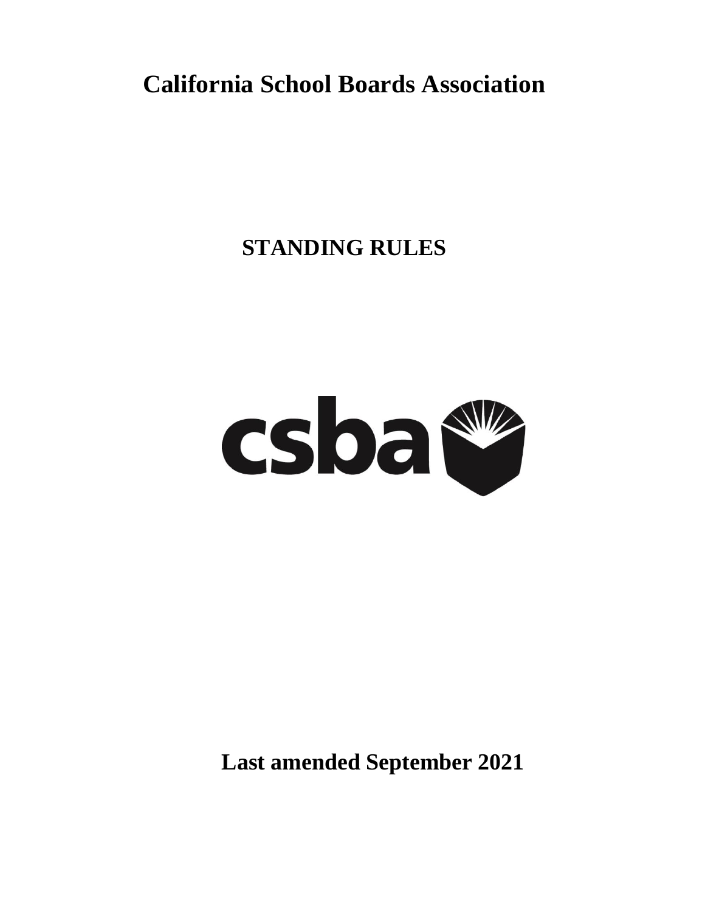# California School Boards Association

## STANDING RULES

csba

**Last amended September 2021**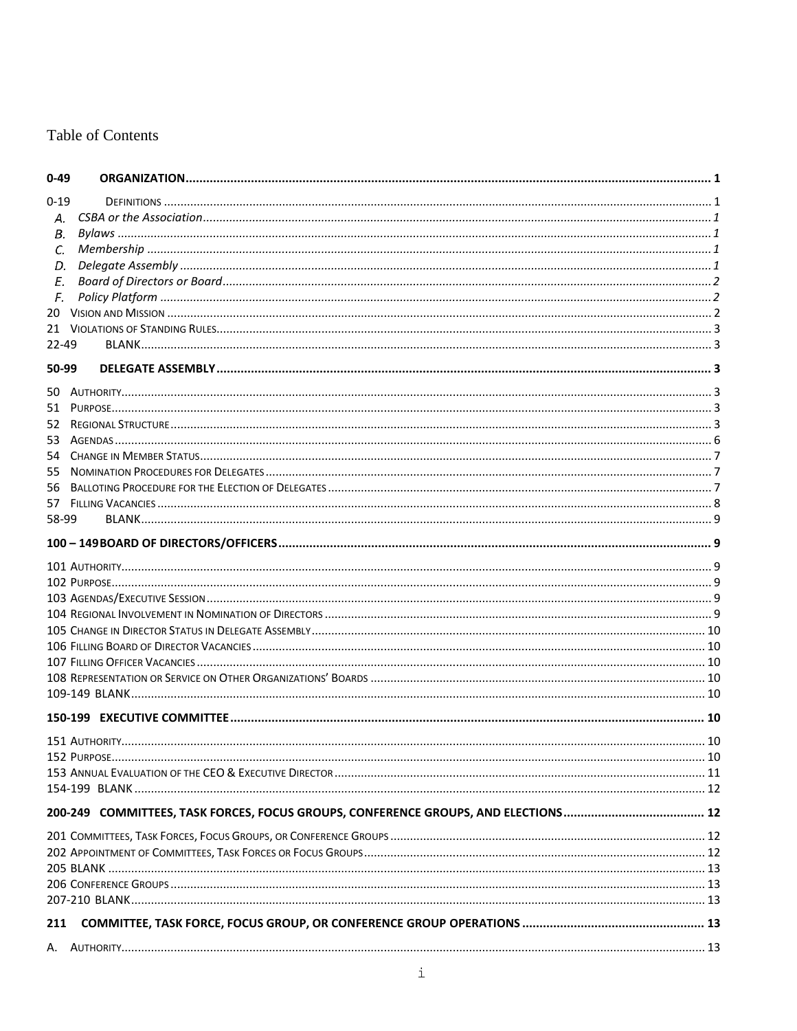# Table of Contents

**0-49 ORGANIZATION** ........ 1

0-19 DEFINITIONS ........ 1

- *A. CSBA or the Association* ........ *1*
- *B. Bylaws* ........ *1*
- *C. Membership* ........ *1*
- *D. Delegate Assembly* ........ *1*
- *E. Board of Directors or Board* ........ *2*
- *F. Policy Platform* ........ *2*

20 VISION AND MISSION ........ 2

21 VIOLATIONS OF STANDING RULES ........ 3

22-49 BLANK ........ 3

**50-99 DELEGATE ASSEMBLY** ........ 3

50 AUTHORITY ........ 3

51 PURPOSE ........ 3

52 REGIONAL STRUCTURE ........ 3

53 AGENDAS ........ 6

54 CHANGE IN MEMBER STATUS ........ 7

55 NOMINATION PROCEDURES FOR DELEGATES ........ 7

56 BALLOTING PROCEDURE FOR THE ELECTION OF DELEGATES ........ 7

57 FILLING VACANCIES ........ 8

58-99 BLANK ........ 9

**100 – 149 BOARD OF DIRECTORS/OFFICERS** ........ 9

101 AUTHORITY ........ 9

102 PURPOSE ........ 9

103 AGENDAS/EXECUTIVE SESSION ........ 9

104 REGIONAL INVOLVEMENT IN NOMINATION OF DIRECTORS ........ 9

105 CHANGE IN DIRECTOR STATUS IN DELEGATE ASSEMBLY ........ 10

106 FILLING BOARD OF DIRECTOR VACANCIES ........ 10

107 FILLING OFFICER VACANCIES ........ 10

108 REPRESENTATION OR SERVICE ON OTHER ORGANIZATIONS' BOARDS ........ 10

109-149 BLANK ........ 10

**150-199 EXECUTIVE COMMITTEE** ........ 10

151 AUTHORITY ........ 10

152 PURPOSE ........ 10

153 ANNUAL EVALUATION OF THE CEO & EXECUTIVE DIRECTOR ........ 11

154-199 BLANK ........ 12

**200-249 COMMITTEES, TASK FORCES, FOCUS GROUPS, CONFERENCE GROUPS, AND ELECTIONS** ........ 12

201 COMMITTEES, TASK FORCES, FOCUS GROUPS, OR CONFERENCE GROUPS ........ 12

202 APPOINTMENT OF COMMITTEES, TASK FORCES OR FOCUS GROUPS ........ 12

205 BLANK ........ 13

206 CONFERENCE GROUPS ........ 13

207-210 BLANK ........ 13

**211 COMMITTEE, TASK FORCE, FOCUS GROUP, OR CONFERENCE GROUP OPERATIONS** ........ 13

A. AUTHORITY ........ 13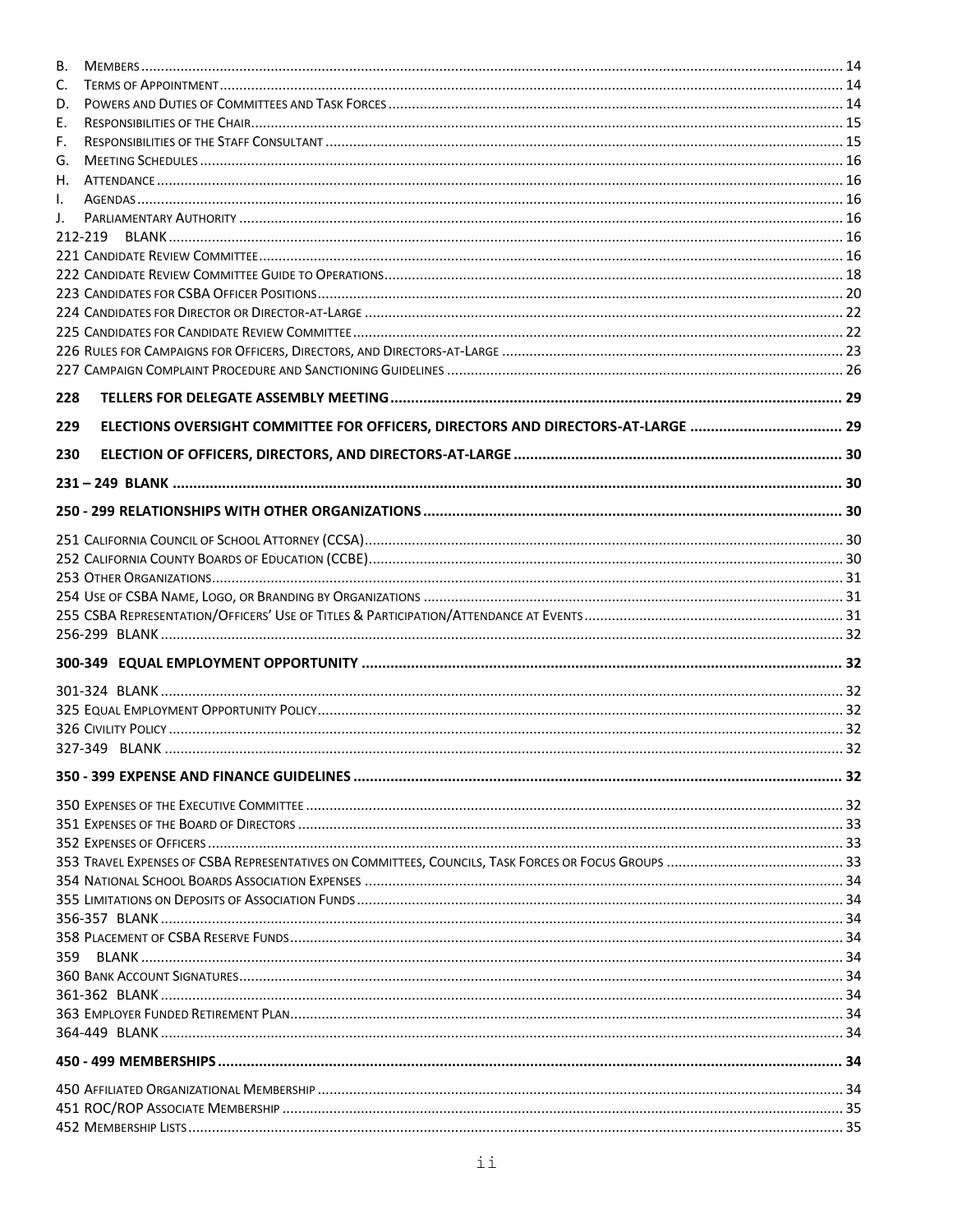B. Members ..... 14
C. Terms of Appointment ..... 14
D. Powers and Duties of Committees and Task Forces ..... 14
E. Responsibilities of the Chair ..... 15
F. Responsibilities of the Staff Consultant ..... 15
G. Meeting Schedules ..... 16
H. Attendance ..... 16
I. Agendas ..... 16
J. Parliamentary Authority ..... 16

212-219 BLANK ..... 16
221 Candidate Review Committee ..... 16
222 Candidate Review Committee Guide to Operations ..... 18
223 Candidates for CSBA Officer Positions ..... 20
224 Candidates for Director or Director-at-Large ..... 22
225 Candidates for Candidate Review Committee ..... 22
226 Rules for Campaigns for Officers, Directors, and Directors-at-Large ..... 23
227 Campaign Complaint Procedure and Sanctioning Guidelines ..... 26

**228 TELLERS FOR DELEGATE ASSEMBLY MEETING ..... 29**

**229 ELECTIONS OVERSIGHT COMMITTEE FOR OFFICERS, DIRECTORS AND DIRECTORS-AT-LARGE ..... 29**

**230 ELECTION OF OFFICERS, DIRECTORS, AND DIRECTORS-AT-LARGE ..... 30**

**231 – 249 BLANK ..... 30**

**250 - 299 RELATIONSHIPS WITH OTHER ORGANIZATIONS ..... 30**

251 California Council of School Attorney (CCSA) ..... 30
252 California County Boards of Education (CCBE) ..... 30
253 Other Organizations ..... 31
254 Use of CSBA Name, Logo, or Branding by Organizations ..... 31
255 CSBA Representation/Officers' Use of Titles & Participation/Attendance at Events ..... 31
256-299 BLANK ..... 32

**300-349 EQUAL EMPLOYMENT OPPORTUNITY ..... 32**

301-324 BLANK ..... 32
325 Equal Employment Opportunity Policy ..... 32
326 Civility Policy ..... 32
327-349 BLANK ..... 32

**350 - 399 EXPENSE AND FINANCE GUIDELINES ..... 32**

350 Expenses of the Executive Committee ..... 32
351 Expenses of the Board of Directors ..... 33
352 Expenses of Officers ..... 33
353 Travel Expenses of CSBA Representatives on Committees, Councils, Task Forces or Focus Groups ..... 33
354 National School Boards Association Expenses ..... 34
355 Limitations on Deposits of Association Funds ..... 34
356-357 BLANK ..... 34
358 Placement of CSBA Reserve Funds ..... 34
359 BLANK ..... 34
360 Bank Account Signatures ..... 34
361-362 BLANK ..... 34
363 Employer Funded Retirement Plan ..... 34
364-449 BLANK ..... 34

**450 - 499 MEMBERSHIPS ..... 34**

450 Affiliated Organizational Membership ..... 34
451 ROC/ROP Associate Membership ..... 35
452 Membership Lists ..... 35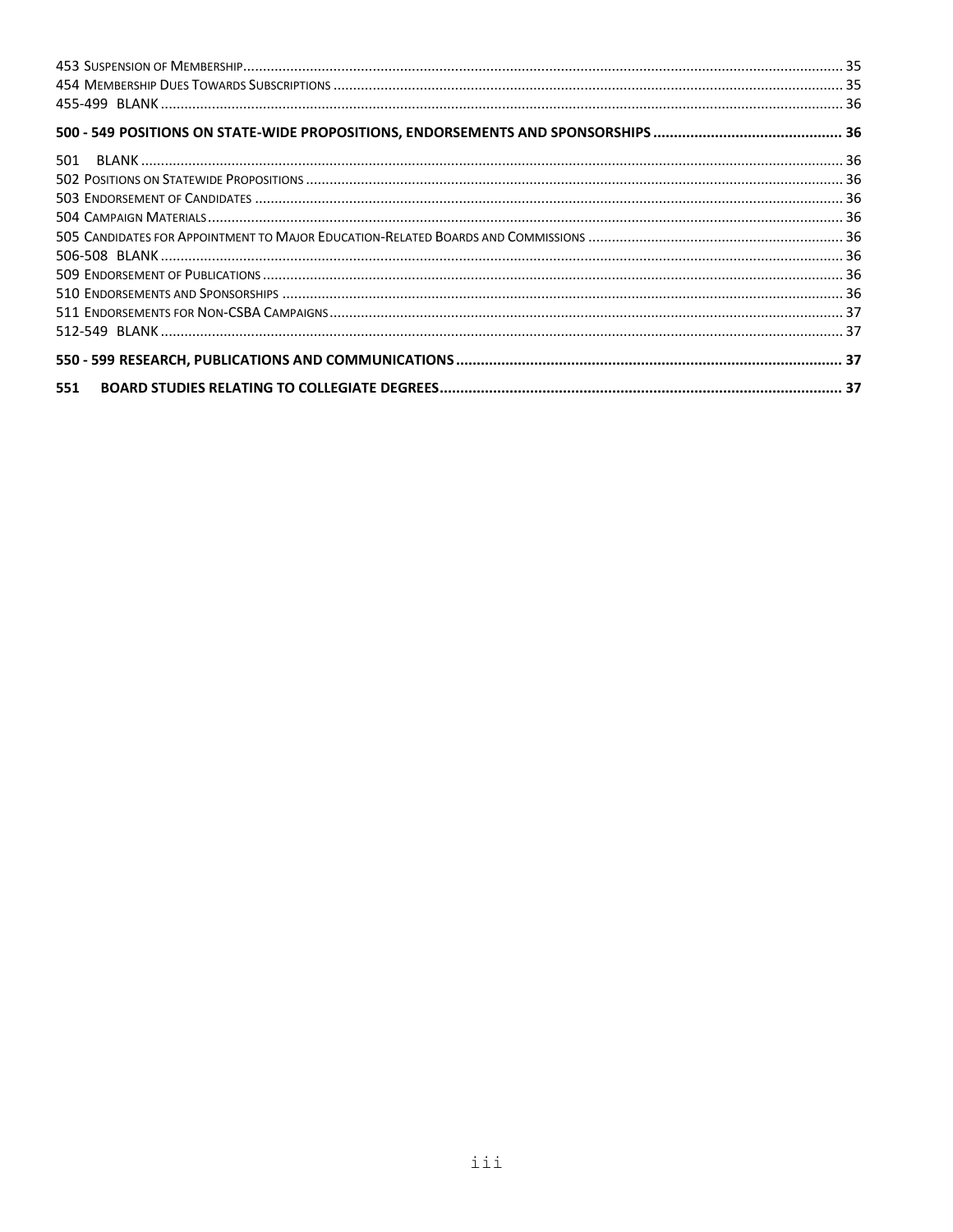453 Suspension of Membership .......... 35
454 Membership Dues Towards Subscriptions .......... 35
455-499 BLANK .......... 36

**500 - 549 POSITIONS ON STATE-WIDE PROPOSITIONS, ENDORSEMENTS AND SPONSORSHIPS .......... 36**

501 BLANK .......... 36
502 Positions on Statewide Propositions .......... 36
503 Endorsement of Candidates .......... 36
504 Campaign Materials .......... 36
505 Candidates for Appointment to Major Education-Related Boards and Commissions .......... 36
506-508 BLANK .......... 36
509 Endorsement of Publications .......... 36
510 Endorsements and Sponsorships .......... 36
511 Endorsements for Non-CSBA Campaigns .......... 37
512-549 BLANK .......... 37

**550 - 599 RESEARCH, PUBLICATIONS AND COMMUNICATIONS .......... 37**

**551 BOARD STUDIES RELATING TO COLLEGIATE DEGREES .......... 37**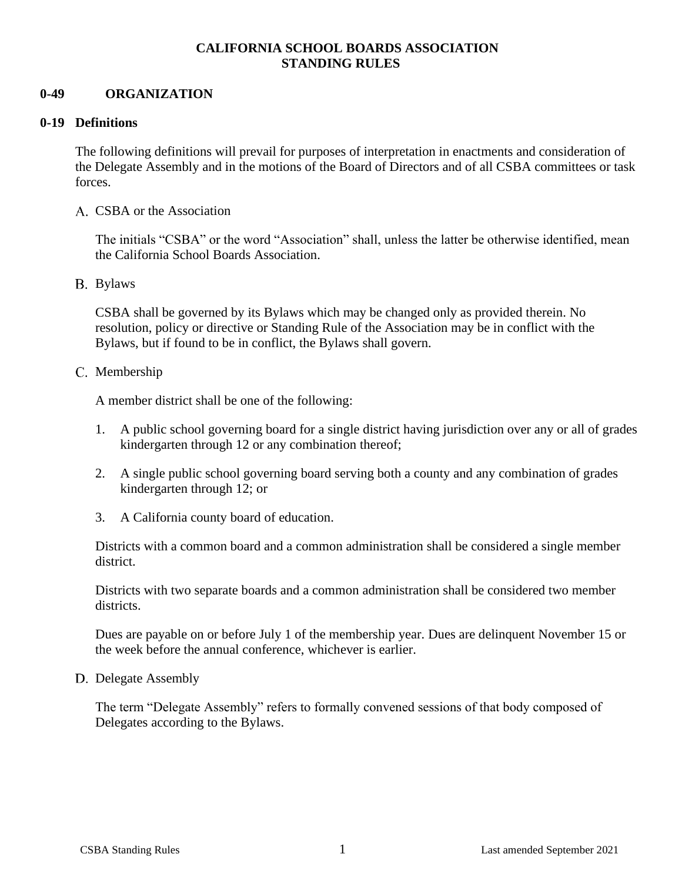# CALIFORNIA SCHOOL BOARDS ASSOCIATION
# STANDING RULES

## 0-49 ORGANIZATION

### 0-19 Definitions

The following definitions will prevail for purposes of interpretation in enactments and consideration of the Delegate Assembly and in the motions of the Board of Directors and of all CSBA committees or task forces.

A. CSBA or the Association

The initials "CSBA" or the word "Association" shall, unless the latter be otherwise identified, mean the California School Boards Association.

B. Bylaws

CSBA shall be governed by its Bylaws which may be changed only as provided therein. No resolution, policy or directive or Standing Rule of the Association may be in conflict with the Bylaws, but if found to be in conflict, the Bylaws shall govern.

C. Membership

A member district shall be one of the following:

1. A public school governing board for a single district having jurisdiction over any or all of grades kindergarten through 12 or any combination thereof;
2. A single public school governing board serving both a county and any combination of grades kindergarten through 12; or
3. A California county board of education.

Districts with a common board and a common administration shall be considered a single member district.

Districts with two separate boards and a common administration shall be considered two member districts.

Dues are payable on or before July 1 of the membership year. Dues are delinquent November 15 or the week before the annual conference, whichever is earlier.

D. Delegate Assembly

The term "Delegate Assembly" refers to formally convened sessions of that body composed of Delegates according to the Bylaws.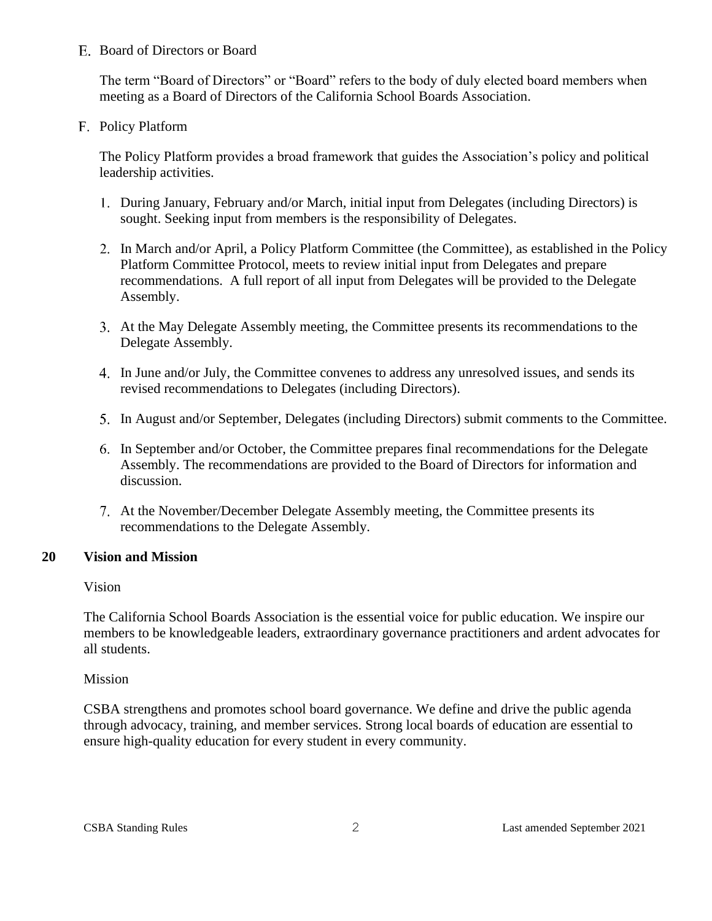E. Board of Directors or Board

The term "Board of Directors" or "Board" refers to the body of duly elected board members when meeting as a Board of Directors of the California School Boards Association.

F. Policy Platform

The Policy Platform provides a broad framework that guides the Association's policy and political leadership activities.

1. During January, February and/or March, initial input from Delegates (including Directors) is sought. Seeking input from members is the responsibility of Delegates.
2. In March and/or April, a Policy Platform Committee (the Committee), as established in the Policy Platform Committee Protocol, meets to review initial input from Delegates and prepare recommendations. A full report of all input from Delegates will be provided to the Delegate Assembly.
3. At the May Delegate Assembly meeting, the Committee presents its recommendations to the Delegate Assembly.
4. In June and/or July, the Committee convenes to address any unresolved issues, and sends its revised recommendations to Delegates (including Directors).
5. In August and/or September, Delegates (including Directors) submit comments to the Committee.
6. In September and/or October, the Committee prepares final recommendations for the Delegate Assembly. The recommendations are provided to the Board of Directors for information and discussion.
7. At the November/December Delegate Assembly meeting, the Committee presents its recommendations to the Delegate Assembly.

## 20 Vision and Mission

Vision

The California School Boards Association is the essential voice for public education. We inspire our members to be knowledgeable leaders, extraordinary governance practitioners and ardent advocates for all students.

Mission

CSBA strengthens and promotes school board governance. We define and drive the public agenda through advocacy, training, and member services. Strong local boards of education are essential to ensure high-quality education for every student in every community.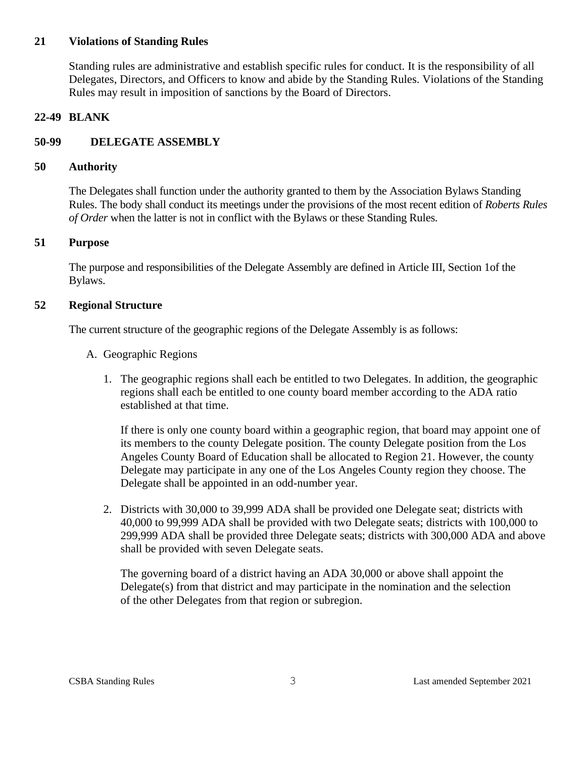## 21 Violations of Standing Rules

Standing rules are administrative and establish specific rules for conduct. It is the responsibility of all Delegates, Directors, and Officers to know and abide by the Standing Rules. Violations of the Standing Rules may result in imposition of sanctions by the Board of Directors.

## 22-49 BLANK

## 50-99 DELEGATE ASSEMBLY

## 50 Authority

The Delegates shall function under the authority granted to them by the Association Bylaws Standing Rules. The body shall conduct its meetings under the provisions of the most recent edition of *Roberts Rules of Order* when the latter is not in conflict with the Bylaws or these Standing Rules.

## 51 Purpose

The purpose and responsibilities of the Delegate Assembly are defined in Article III, Section 1of the Bylaws.

## 52 Regional Structure

The current structure of the geographic regions of the Delegate Assembly is as follows:

A. Geographic Regions

1. The geographic regions shall each be entitled to two Delegates. In addition, the geographic regions shall each be entitled to one county board member according to the ADA ratio established at that time.

   If there is only one county board within a geographic region, that board may appoint one of its members to the county Delegate position. The county Delegate position from the Los Angeles County Board of Education shall be allocated to Region 21. However, the county Delegate may participate in any one of the Los Angeles County region they choose. The Delegate shall be appointed in an odd-number year.

2. Districts with 30,000 to 39,999 ADA shall be provided one Delegate seat; districts with 40,000 to 99,999 ADA shall be provided with two Delegate seats; districts with 100,000 to 299,999 ADA shall be provided three Delegate seats; districts with 300,000 ADA and above shall be provided with seven Delegate seats.

   The governing board of a district having an ADA 30,000 or above shall appoint the Delegate(s) from that district and may participate in the nomination and the selection of the other Delegates from that region or subregion.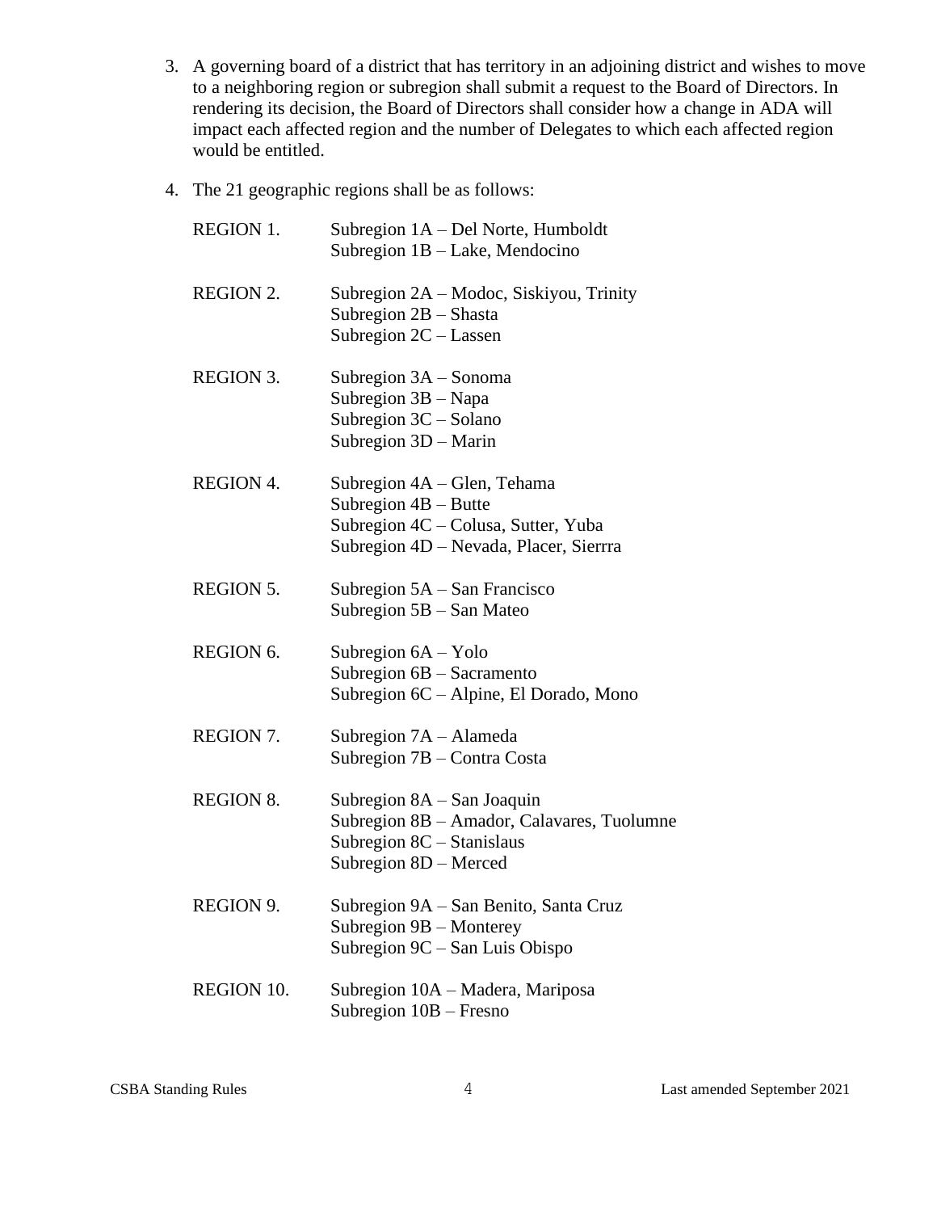3. A governing board of a district that has territory in an adjoining district and wishes to move to a neighboring region or subregion shall submit a request to the Board of Directors. In rendering its decision, the Board of Directors shall consider how a change in ADA will impact each affected region and the number of Delegates to which each affected region would be entitled.

4. The 21 geographic regions shall be as follows:

| | |
|---|---|
| REGION 1. | Subregion 1A – Del Norte, Humboldt<br>Subregion 1B – Lake, Mendocino |
| REGION 2. | Subregion 2A – Modoc, Siskiyou, Trinity<br>Subregion 2B – Shasta<br>Subregion 2C – Lassen |
| REGION 3. | Subregion 3A – Sonoma<br>Subregion 3B – Napa<br>Subregion 3C – Solano<br>Subregion 3D – Marin |
| REGION 4. | Subregion 4A – Glen, Tehama<br>Subregion 4B – Butte<br>Subregion 4C – Colusa, Sutter, Yuba<br>Subregion 4D – Nevada, Placer, Sierrra |
| REGION 5. | Subregion 5A – San Francisco<br>Subregion 5B – San Mateo |
| REGION 6. | Subregion 6A – Yolo<br>Subregion 6B – Sacramento<br>Subregion 6C – Alpine, El Dorado, Mono |
| REGION 7. | Subregion 7A – Alameda<br>Subregion 7B – Contra Costa |
| REGION 8. | Subregion 8A – San Joaquin<br>Subregion 8B – Amador, Calavares, Tuolumne<br>Subregion 8C – Stanislaus<br>Subregion 8D – Merced |
| REGION 9. | Subregion 9A – San Benito, Santa Cruz<br>Subregion 9B – Monterey<br>Subregion 9C – San Luis Obispo |
| REGION 10. | Subregion 10A – Madera, Mariposa<br>Subregion 10B – Fresno |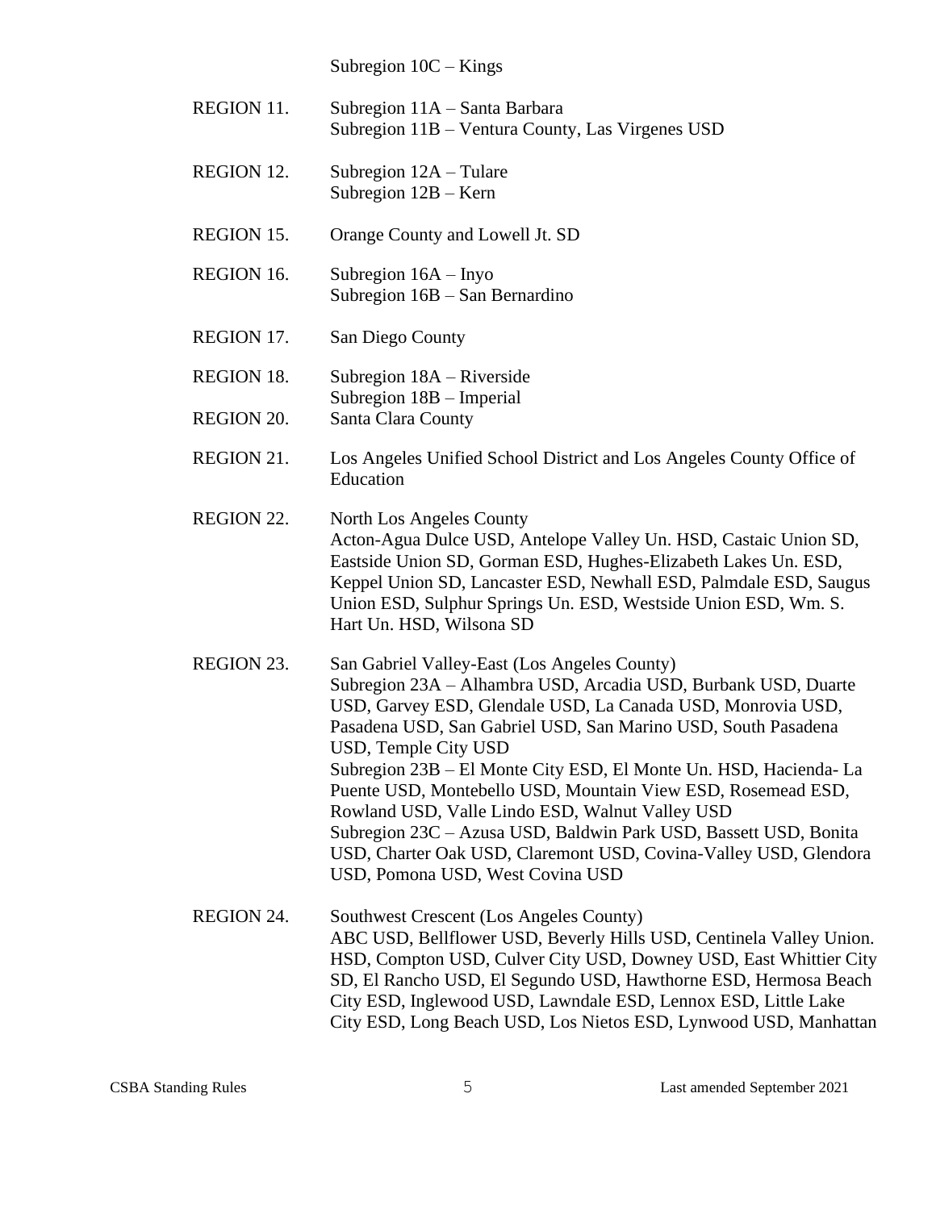Subregion 10C – Kings

REGION 11. Subregion 11A – Santa Barbara
Subregion 11B – Ventura County, Las Virgenes USD

REGION 12. Subregion 12A – Tulare
Subregion 12B – Kern

REGION 15. Orange County and Lowell Jt. SD

REGION 16. Subregion 16A – Inyo
Subregion 16B – San Bernardino

REGION 17. San Diego County

REGION 18. Subregion 18A – Riverside
Subregion 18B – Imperial

REGION 20. Santa Clara County

REGION 21. Los Angeles Unified School District and Los Angeles County Office of Education

REGION 22. North Los Angeles County
Acton-Agua Dulce USD, Antelope Valley Un. HSD, Castaic Union SD, Eastside Union SD, Gorman ESD, Hughes-Elizabeth Lakes Un. ESD, Keppel Union SD, Lancaster ESD, Newhall ESD, Palmdale ESD, Saugus Union ESD, Sulphur Springs Un. ESD, Westside Union ESD, Wm. S. Hart Un. HSD, Wilsona SD

REGION 23. San Gabriel Valley-East (Los Angeles County)
Subregion 23A – Alhambra USD, Arcadia USD, Burbank USD, Duarte USD, Garvey ESD, Glendale USD, La Canada USD, Monrovia USD, Pasadena USD, San Gabriel USD, San Marino USD, South Pasadena USD, Temple City USD
Subregion 23B – El Monte City ESD, El Monte Un. HSD, Hacienda- La Puente USD, Montebello USD, Mountain View ESD, Rosemead ESD, Rowland USD, Valle Lindo ESD, Walnut Valley USD
Subregion 23C – Azusa USD, Baldwin Park USD, Bassett USD, Bonita USD, Charter Oak USD, Claremont USD, Covina-Valley USD, Glendora USD, Pomona USD, West Covina USD

REGION 24. Southwest Crescent (Los Angeles County)
ABC USD, Bellflower USD, Beverly Hills USD, Centinela Valley Union. HSD, Compton USD, Culver City USD, Downey USD, East Whittier City SD, El Rancho USD, El Segundo USD, Hawthorne ESD, Hermosa Beach City ESD, Inglewood USD, Lawndale ESD, Lennox ESD, Little Lake City ESD, Long Beach USD, Los Nietos ESD, Lynwood USD, Manhattan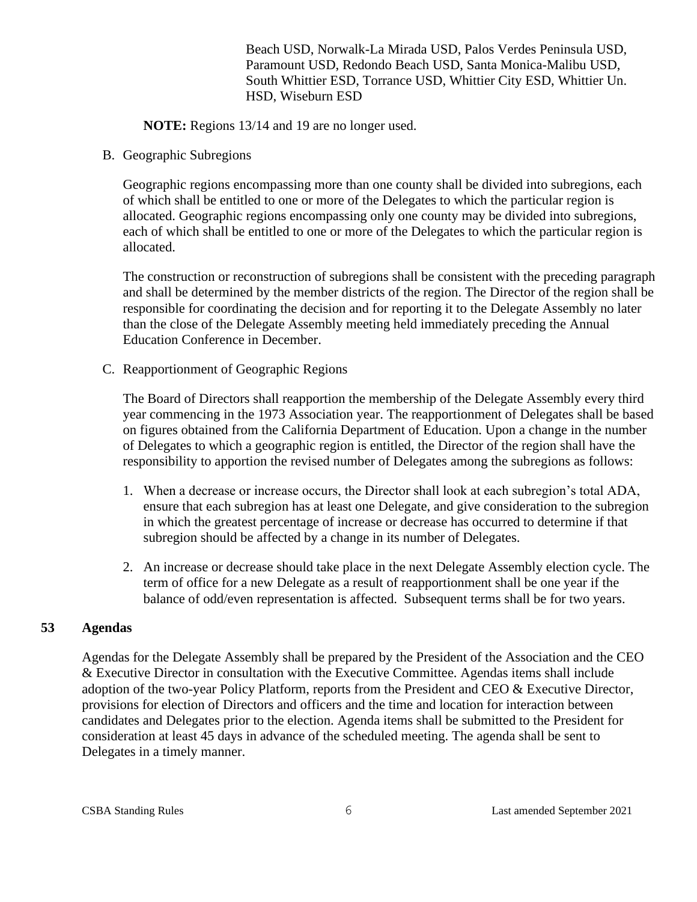Beach USD, Norwalk-La Mirada USD, Palos Verdes Peninsula USD, Paramount USD, Redondo Beach USD, Santa Monica-Malibu USD, South Whittier ESD, Torrance USD, Whittier City ESD, Whittier Un. HSD, Wiseburn ESD

**NOTE:** Regions 13/14 and 19 are no longer used.

B. Geographic Subregions

Geographic regions encompassing more than one county shall be divided into subregions, each of which shall be entitled to one or more of the Delegates to which the particular region is allocated. Geographic regions encompassing only one county may be divided into subregions, each of which shall be entitled to one or more of the Delegates to which the particular region is allocated.

The construction or reconstruction of subregions shall be consistent with the preceding paragraph and shall be determined by the member districts of the region. The Director of the region shall be responsible for coordinating the decision and for reporting it to the Delegate Assembly no later than the close of the Delegate Assembly meeting held immediately preceding the Annual Education Conference in December.

C. Reapportionment of Geographic Regions

The Board of Directors shall reapportion the membership of the Delegate Assembly every third year commencing in the 1973 Association year. The reapportionment of Delegates shall be based on figures obtained from the California Department of Education. Upon a change in the number of Delegates to which a geographic region is entitled, the Director of the region shall have the responsibility to apportion the revised number of Delegates among the subregions as follows:

1. When a decrease or increase occurs, the Director shall look at each subregion's total ADA, ensure that each subregion has at least one Delegate, and give consideration to the subregion in which the greatest percentage of increase or decrease has occurred to determine if that subregion should be affected by a change in its number of Delegates.

2. An increase or decrease should take place in the next Delegate Assembly election cycle. The term of office for a new Delegate as a result of reapportionment shall be one year if the balance of odd/even representation is affected. Subsequent terms shall be for two years.

## 53 Agendas

Agendas for the Delegate Assembly shall be prepared by the President of the Association and the CEO & Executive Director in consultation with the Executive Committee. Agendas items shall include adoption of the two-year Policy Platform, reports from the President and CEO & Executive Director, provisions for election of Directors and officers and the time and location for interaction between candidates and Delegates prior to the election. Agenda items shall be submitted to the President for consideration at least 45 days in advance of the scheduled meeting. The agenda shall be sent to Delegates in a timely manner.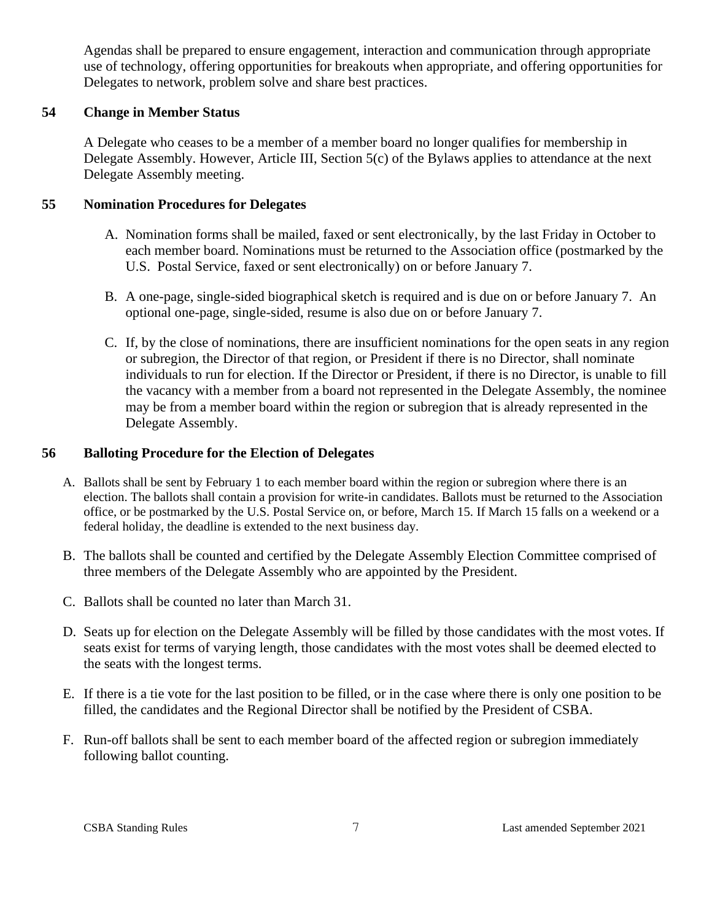Agendas shall be prepared to ensure engagement, interaction and communication through appropriate use of technology, offering opportunities for breakouts when appropriate, and offering opportunities for Delegates to network, problem solve and share best practices.

## 54 Change in Member Status

A Delegate who ceases to be a member of a member board no longer qualifies for membership in Delegate Assembly. However, Article III, Section 5(c) of the Bylaws applies to attendance at the next Delegate Assembly meeting.

## 55 Nomination Procedures for Delegates

A. Nomination forms shall be mailed, faxed or sent electronically, by the last Friday in October to each member board. Nominations must be returned to the Association office (postmarked by the U.S. Postal Service, faxed or sent electronically) on or before January 7.

B. A one-page, single-sided biographical sketch is required and is due on or before January 7. An optional one-page, single-sided, resume is also due on or before January 7.

C. If, by the close of nominations, there are insufficient nominations for the open seats in any region or subregion, the Director of that region, or President if there is no Director, shall nominate individuals to run for election. If the Director or President, if there is no Director, is unable to fill the vacancy with a member from a board not represented in the Delegate Assembly, the nominee may be from a member board within the region or subregion that is already represented in the Delegate Assembly.

## 56 Balloting Procedure for the Election of Delegates

A. Ballots shall be sent by February 1 to each member board within the region or subregion where there is an election. The ballots shall contain a provision for write-in candidates. Ballots must be returned to the Association office, or be postmarked by the U.S. Postal Service on, or before, March 15. If March 15 falls on a weekend or a federal holiday, the deadline is extended to the next business day.

B. The ballots shall be counted and certified by the Delegate Assembly Election Committee comprised of three members of the Delegate Assembly who are appointed by the President.

C. Ballots shall be counted no later than March 31.

D. Seats up for election on the Delegate Assembly will be filled by those candidates with the most votes. If seats exist for terms of varying length, those candidates with the most votes shall be deemed elected to the seats with the longest terms.

E. If there is a tie vote for the last position to be filled, or in the case where there is only one position to be filled, the candidates and the Regional Director shall be notified by the President of CSBA.

F. Run-off ballots shall be sent to each member board of the affected region or subregion immediately following ballot counting.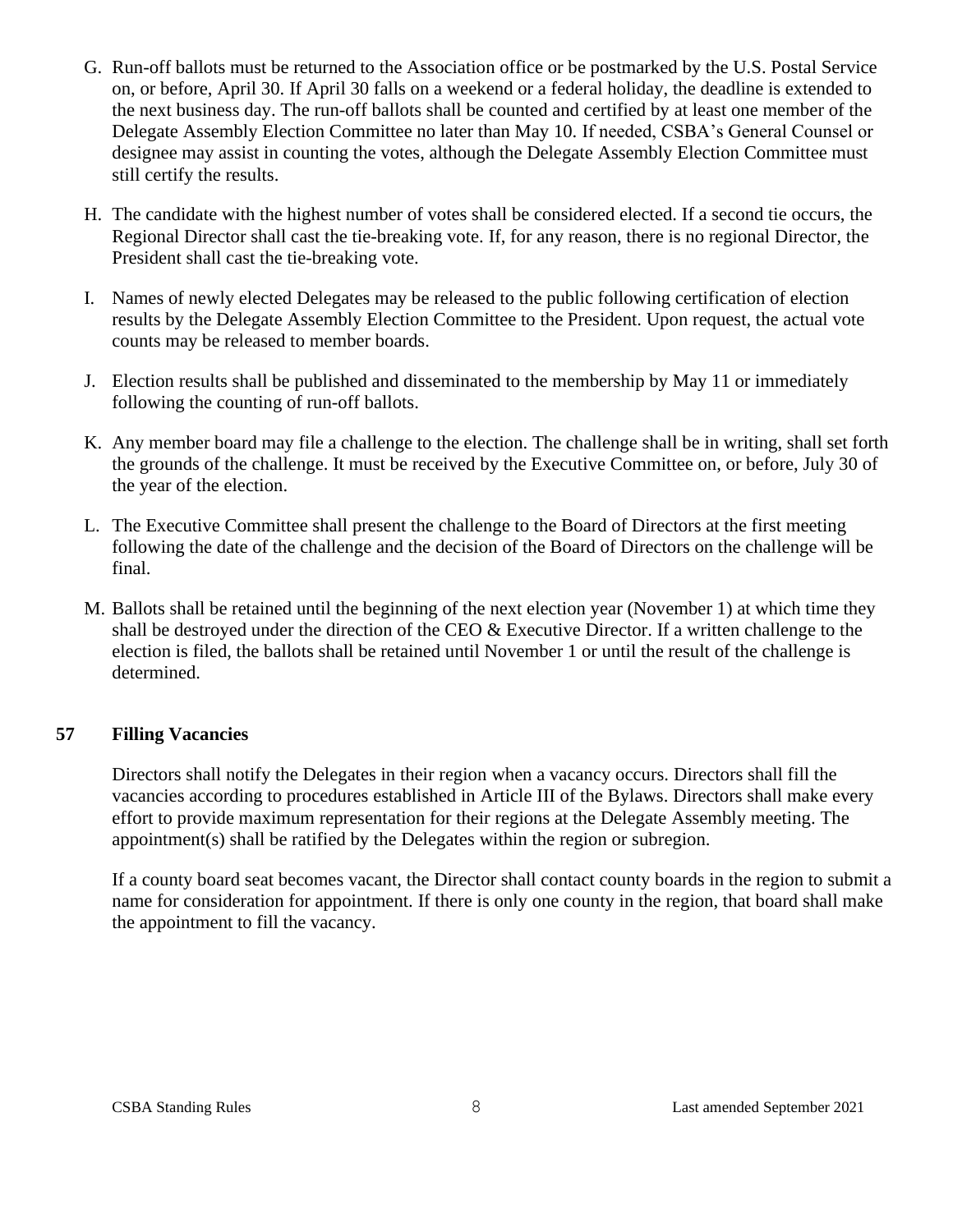G. Run-off ballots must be returned to the Association office or be postmarked by the U.S. Postal Service on, or before, April 30. If April 30 falls on a weekend or a federal holiday, the deadline is extended to the next business day. The run-off ballots shall be counted and certified by at least one member of the Delegate Assembly Election Committee no later than May 10. If needed, CSBA's General Counsel or designee may assist in counting the votes, although the Delegate Assembly Election Committee must still certify the results.

H. The candidate with the highest number of votes shall be considered elected. If a second tie occurs, the Regional Director shall cast the tie-breaking vote. If, for any reason, there is no regional Director, the President shall cast the tie-breaking vote.

I. Names of newly elected Delegates may be released to the public following certification of election results by the Delegate Assembly Election Committee to the President. Upon request, the actual vote counts may be released to member boards.

J. Election results shall be published and disseminated to the membership by May 11 or immediately following the counting of run-off ballots.

K. Any member board may file a challenge to the election. The challenge shall be in writing, shall set forth the grounds of the challenge. It must be received by the Executive Committee on, or before, July 30 of the year of the election.

L. The Executive Committee shall present the challenge to the Board of Directors at the first meeting following the date of the challenge and the decision of the Board of Directors on the challenge will be final.

M. Ballots shall be retained until the beginning of the next election year (November 1) at which time they shall be destroyed under the direction of the CEO & Executive Director. If a written challenge to the election is filed, the ballots shall be retained until November 1 or until the result of the challenge is determined.

**57 Filling Vacancies**

Directors shall notify the Delegates in their region when a vacancy occurs. Directors shall fill the vacancies according to procedures established in Article III of the Bylaws. Directors shall make every effort to provide maximum representation for their regions at the Delegate Assembly meeting. The appointment(s) shall be ratified by the Delegates within the region or subregion.

If a county board seat becomes vacant, the Director shall contact county boards in the region to submit a name for consideration for appointment. If there is only one county in the region, that board shall make the appointment to fill the vacancy.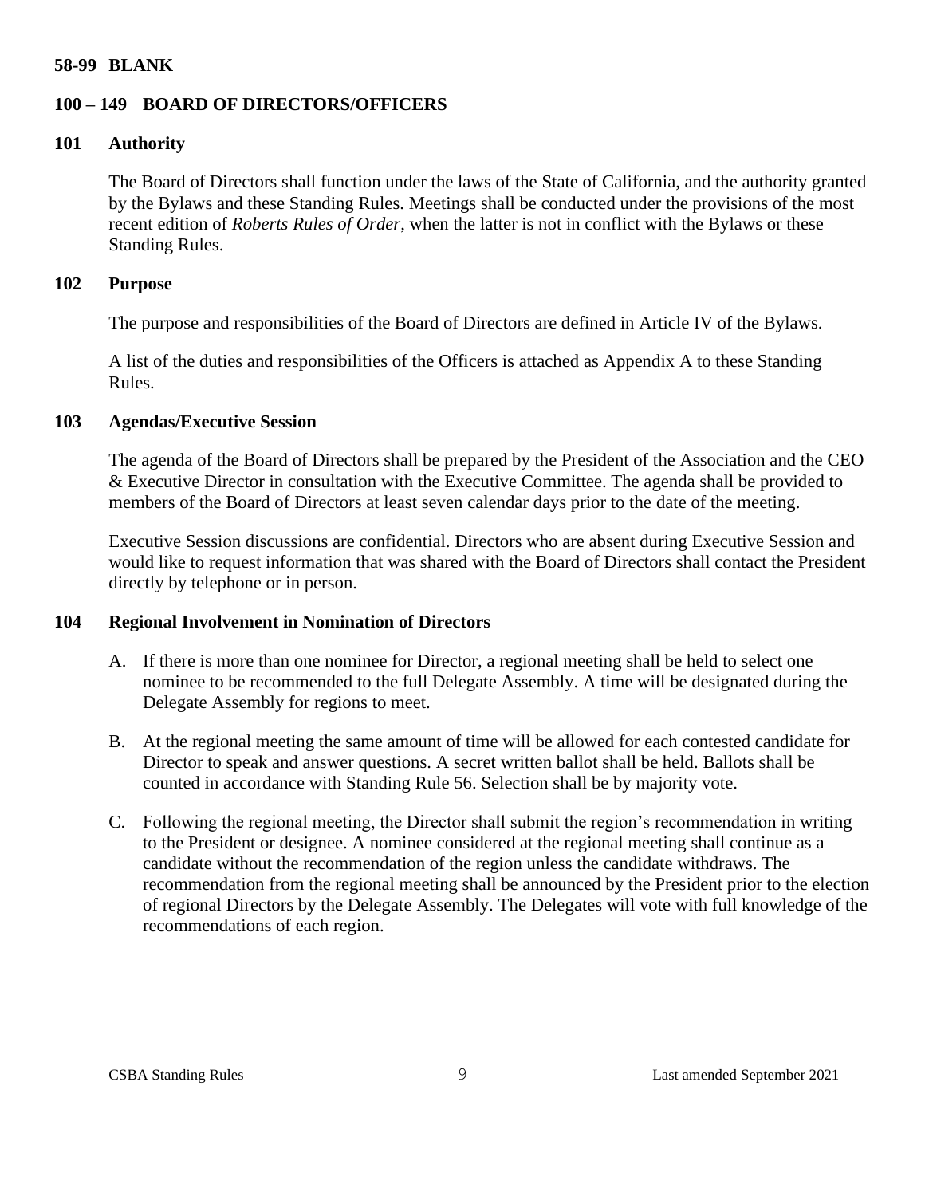## 58-99 BLANK

## 100 – 149 BOARD OF DIRECTORS/OFFICERS

### 101 Authority

The Board of Directors shall function under the laws of the State of California, and the authority granted by the Bylaws and these Standing Rules. Meetings shall be conducted under the provisions of the most recent edition of *Roberts Rules of Order*, when the latter is not in conflict with the Bylaws or these Standing Rules.

### 102 Purpose

The purpose and responsibilities of the Board of Directors are defined in Article IV of the Bylaws.

A list of the duties and responsibilities of the Officers is attached as Appendix A to these Standing Rules.

### 103 Agendas/Executive Session

The agenda of the Board of Directors shall be prepared by the President of the Association and the CEO & Executive Director in consultation with the Executive Committee. The agenda shall be provided to members of the Board of Directors at least seven calendar days prior to the date of the meeting.

Executive Session discussions are confidential. Directors who are absent during Executive Session and would like to request information that was shared with the Board of Directors shall contact the President directly by telephone or in person.

### 104 Regional Involvement in Nomination of Directors

A. If there is more than one nominee for Director, a regional meeting shall be held to select one nominee to be recommended to the full Delegate Assembly. A time will be designated during the Delegate Assembly for regions to meet.

B. At the regional meeting the same amount of time will be allowed for each contested candidate for Director to speak and answer questions. A secret written ballot shall be held. Ballots shall be counted in accordance with Standing Rule 56. Selection shall be by majority vote.

C. Following the regional meeting, the Director shall submit the region's recommendation in writing to the President or designee. A nominee considered at the regional meeting shall continue as a candidate without the recommendation of the region unless the candidate withdraws. The recommendation from the regional meeting shall be announced by the President prior to the election of regional Directors by the Delegate Assembly. The Delegates will vote with full knowledge of the recommendations of each region.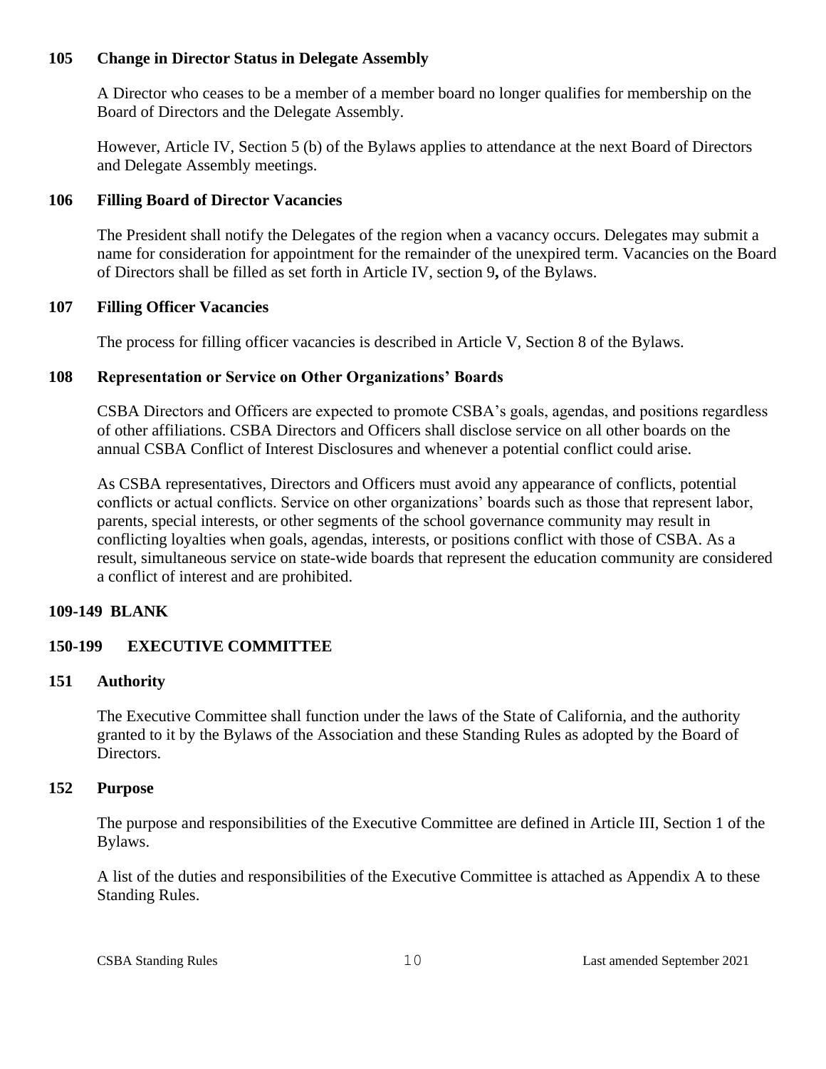### 105 Change in Director Status in Delegate Assembly

A Director who ceases to be a member of a member board no longer qualifies for membership on the Board of Directors and the Delegate Assembly.

However, Article IV, Section 5 (b) of the Bylaws applies to attendance at the next Board of Directors and Delegate Assembly meetings.

### 106 Filling Board of Director Vacancies

The President shall notify the Delegates of the region when a vacancy occurs. Delegates may submit a name for consideration for appointment for the remainder of the unexpired term. Vacancies on the Board of Directors shall be filled as set forth in Article IV, section 9**,** of the Bylaws.

### 107 Filling Officer Vacancies

The process for filling officer vacancies is described in Article V, Section 8 of the Bylaws.

### 108 Representation or Service on Other Organizations' Boards

CSBA Directors and Officers are expected to promote CSBA's goals, agendas, and positions regardless of other affiliations. CSBA Directors and Officers shall disclose service on all other boards on the annual CSBA Conflict of Interest Disclosures and whenever a potential conflict could arise.

As CSBA representatives, Directors and Officers must avoid any appearance of conflicts, potential conflicts or actual conflicts. Service on other organizations' boards such as those that represent labor, parents, special interests, or other segments of the school governance community may result in conflicting loyalties when goals, agendas, interests, or positions conflict with those of CSBA. As a result, simultaneous service on state-wide boards that represent the education community are considered a conflict of interest and are prohibited.

### 109-149 BLANK

## 150-199 EXECUTIVE COMMITTEE

### 151 Authority

The Executive Committee shall function under the laws of the State of California, and the authority granted to it by the Bylaws of the Association and these Standing Rules as adopted by the Board of Directors.

### 152 Purpose

The purpose and responsibilities of the Executive Committee are defined in Article III, Section 1 of the Bylaws.

A list of the duties and responsibilities of the Executive Committee is attached as Appendix A to these Standing Rules.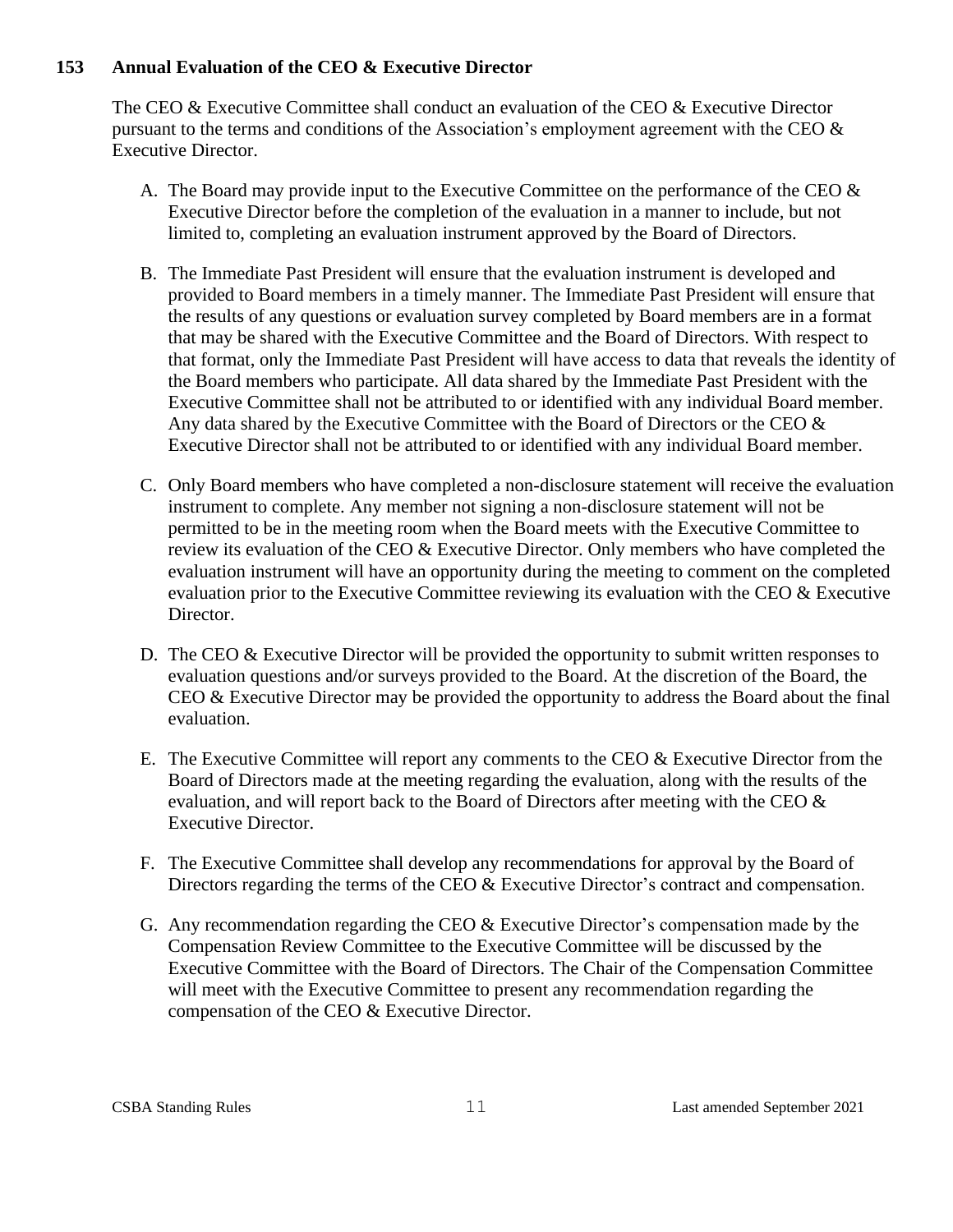### 153 Annual Evaluation of the CEO & Executive Director

The CEO & Executive Committee shall conduct an evaluation of the CEO & Executive Director pursuant to the terms and conditions of the Association's employment agreement with the CEO & Executive Director.

A. The Board may provide input to the Executive Committee on the performance of the CEO & Executive Director before the completion of the evaluation in a manner to include, but not limited to, completing an evaluation instrument approved by the Board of Directors.

B. The Immediate Past President will ensure that the evaluation instrument is developed and provided to Board members in a timely manner. The Immediate Past President will ensure that the results of any questions or evaluation survey completed by Board members are in a format that may be shared with the Executive Committee and the Board of Directors. With respect to that format, only the Immediate Past President will have access to data that reveals the identity of the Board members who participate. All data shared by the Immediate Past President with the Executive Committee shall not be attributed to or identified with any individual Board member. Any data shared by the Executive Committee with the Board of Directors or the CEO & Executive Director shall not be attributed to or identified with any individual Board member.

C. Only Board members who have completed a non-disclosure statement will receive the evaluation instrument to complete. Any member not signing a non-disclosure statement will not be permitted to be in the meeting room when the Board meets with the Executive Committee to review its evaluation of the CEO & Executive Director. Only members who have completed the evaluation instrument will have an opportunity during the meeting to comment on the completed evaluation prior to the Executive Committee reviewing its evaluation with the CEO & Executive Director.

D. The CEO & Executive Director will be provided the opportunity to submit written responses to evaluation questions and/or surveys provided to the Board. At the discretion of the Board, the CEO & Executive Director may be provided the opportunity to address the Board about the final evaluation.

E. The Executive Committee will report any comments to the CEO & Executive Director from the Board of Directors made at the meeting regarding the evaluation, along with the results of the evaluation, and will report back to the Board of Directors after meeting with the CEO & Executive Director.

F. The Executive Committee shall develop any recommendations for approval by the Board of Directors regarding the terms of the CEO & Executive Director's contract and compensation.

G. Any recommendation regarding the CEO & Executive Director's compensation made by the Compensation Review Committee to the Executive Committee will be discussed by the Executive Committee with the Board of Directors. The Chair of the Compensation Committee will meet with the Executive Committee to present any recommendation regarding the compensation of the CEO & Executive Director.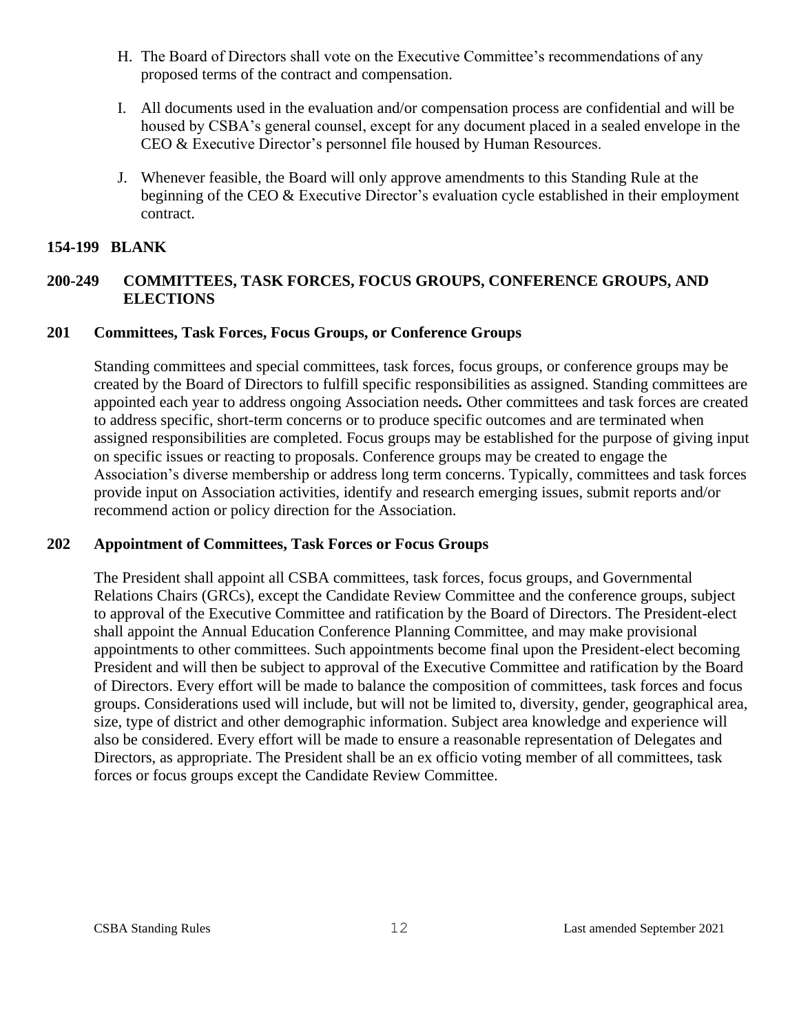H. The Board of Directors shall vote on the Executive Committee's recommendations of any proposed terms of the contract and compensation.

I. All documents used in the evaluation and/or compensation process are confidential and will be housed by CSBA's general counsel, except for any document placed in a sealed envelope in the CEO & Executive Director's personnel file housed by Human Resources.

J. Whenever feasible, the Board will only approve amendments to this Standing Rule at the beginning of the CEO & Executive Director's evaluation cycle established in their employment contract.

## 154-199 BLANK

## 200-249 COMMITTEES, TASK FORCES, FOCUS GROUPS, CONFERENCE GROUPS, AND ELECTIONS

### 201 Committees, Task Forces, Focus Groups, or Conference Groups

Standing committees and special committees, task forces, focus groups, or conference groups may be created by the Board of Directors to fulfill specific responsibilities as assigned. Standing committees are appointed each year to address ongoing Association needs**.** Other committees and task forces are created to address specific, short-term concerns or to produce specific outcomes and are terminated when assigned responsibilities are completed. Focus groups may be established for the purpose of giving input on specific issues or reacting to proposals. Conference groups may be created to engage the Association's diverse membership or address long term concerns. Typically, committees and task forces provide input on Association activities, identify and research emerging issues, submit reports and/or recommend action or policy direction for the Association.

### 202 Appointment of Committees, Task Forces or Focus Groups

The President shall appoint all CSBA committees, task forces, focus groups, and Governmental Relations Chairs (GRCs), except the Candidate Review Committee and the conference groups, subject to approval of the Executive Committee and ratification by the Board of Directors. The President-elect shall appoint the Annual Education Conference Planning Committee, and may make provisional appointments to other committees. Such appointments become final upon the President-elect becoming President and will then be subject to approval of the Executive Committee and ratification by the Board of Directors. Every effort will be made to balance the composition of committees, task forces and focus groups. Considerations used will include, but will not be limited to, diversity, gender, geographical area, size, type of district and other demographic information. Subject area knowledge and experience will also be considered. Every effort will be made to ensure a reasonable representation of Delegates and Directors, as appropriate. The President shall be an ex officio voting member of all committees, task forces or focus groups except the Candidate Review Committee.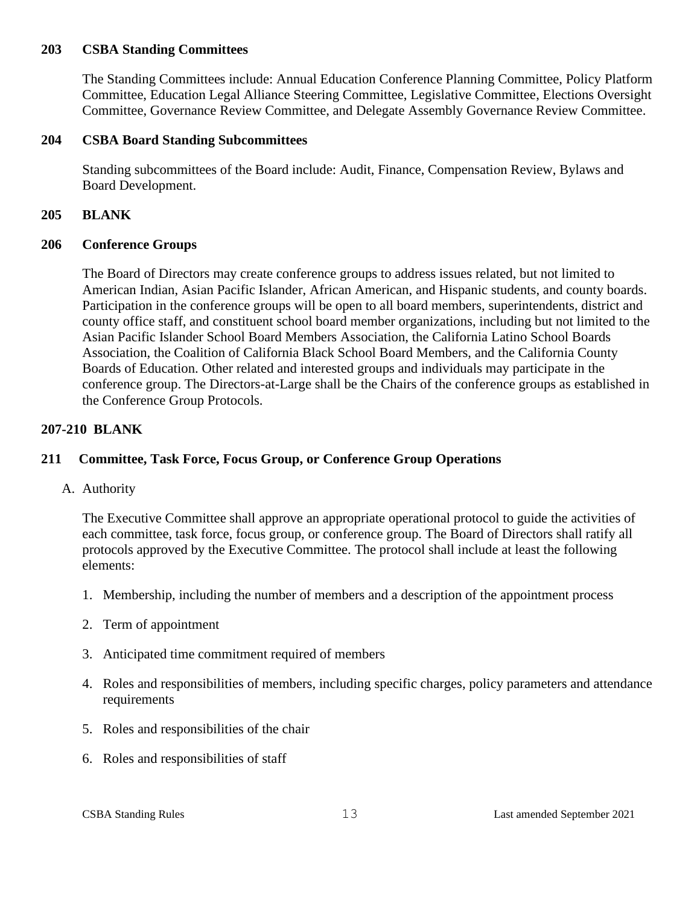## 203 CSBA Standing Committees

The Standing Committees include: Annual Education Conference Planning Committee, Policy Platform Committee, Education Legal Alliance Steering Committee, Legislative Committee, Elections Oversight Committee, Governance Review Committee, and Delegate Assembly Governance Review Committee.

## 204 CSBA Board Standing Subcommittees

Standing subcommittees of the Board include: Audit, Finance, Compensation Review, Bylaws and Board Development.

## 205 BLANK

## 206 Conference Groups

The Board of Directors may create conference groups to address issues related, but not limited to American Indian, Asian Pacific Islander, African American, and Hispanic students, and county boards. Participation in the conference groups will be open to all board members, superintendents, district and county office staff, and constituent school board member organizations, including but not limited to the Asian Pacific Islander School Board Members Association, the California Latino School Boards Association, the Coalition of California Black School Board Members, and the California County Boards of Education. Other related and interested groups and individuals may participate in the conference group. The Directors-at-Large shall be the Chairs of the conference groups as established in the Conference Group Protocols.

## 207-210 BLANK

## 211 Committee, Task Force, Focus Group, or Conference Group Operations

A. Authority

The Executive Committee shall approve an appropriate operational protocol to guide the activities of each committee, task force, focus group, or conference group. The Board of Directors shall ratify all protocols approved by the Executive Committee. The protocol shall include at least the following elements:

1. Membership, including the number of members and a description of the appointment process
2. Term of appointment
3. Anticipated time commitment required of members
4. Roles and responsibilities of members, including specific charges, policy parameters and attendance requirements
5. Roles and responsibilities of the chair
6. Roles and responsibilities of staff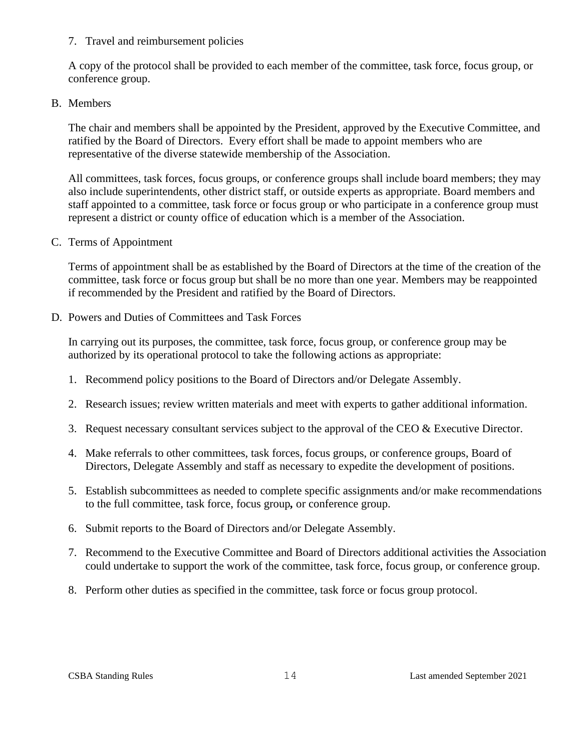7. Travel and reimbursement policies

A copy of the protocol shall be provided to each member of the committee, task force, focus group, or conference group.

B. Members

The chair and members shall be appointed by the President, approved by the Executive Committee, and ratified by the Board of Directors. Every effort shall be made to appoint members who are representative of the diverse statewide membership of the Association.

All committees, task forces, focus groups, or conference groups shall include board members; they may also include superintendents, other district staff, or outside experts as appropriate. Board members and staff appointed to a committee, task force or focus group or who participate in a conference group must represent a district or county office of education which is a member of the Association.

C. Terms of Appointment

Terms of appointment shall be as established by the Board of Directors at the time of the creation of the committee, task force or focus group but shall be no more than one year. Members may be reappointed if recommended by the President and ratified by the Board of Directors.

D. Powers and Duties of Committees and Task Forces

In carrying out its purposes, the committee, task force, focus group, or conference group may be authorized by its operational protocol to take the following actions as appropriate:

1. Recommend policy positions to the Board of Directors and/or Delegate Assembly.

2. Research issues; review written materials and meet with experts to gather additional information.

3. Request necessary consultant services subject to the approval of the CEO & Executive Director.

4. Make referrals to other committees, task forces, focus groups, or conference groups, Board of Directors, Delegate Assembly and staff as necessary to expedite the development of positions.

5. Establish subcommittees as needed to complete specific assignments and/or make recommendations to the full committee, task force, focus group**,** or conference group.

6. Submit reports to the Board of Directors and/or Delegate Assembly.

7. Recommend to the Executive Committee and Board of Directors additional activities the Association could undertake to support the work of the committee, task force, focus group, or conference group.

8. Perform other duties as specified in the committee, task force or focus group protocol.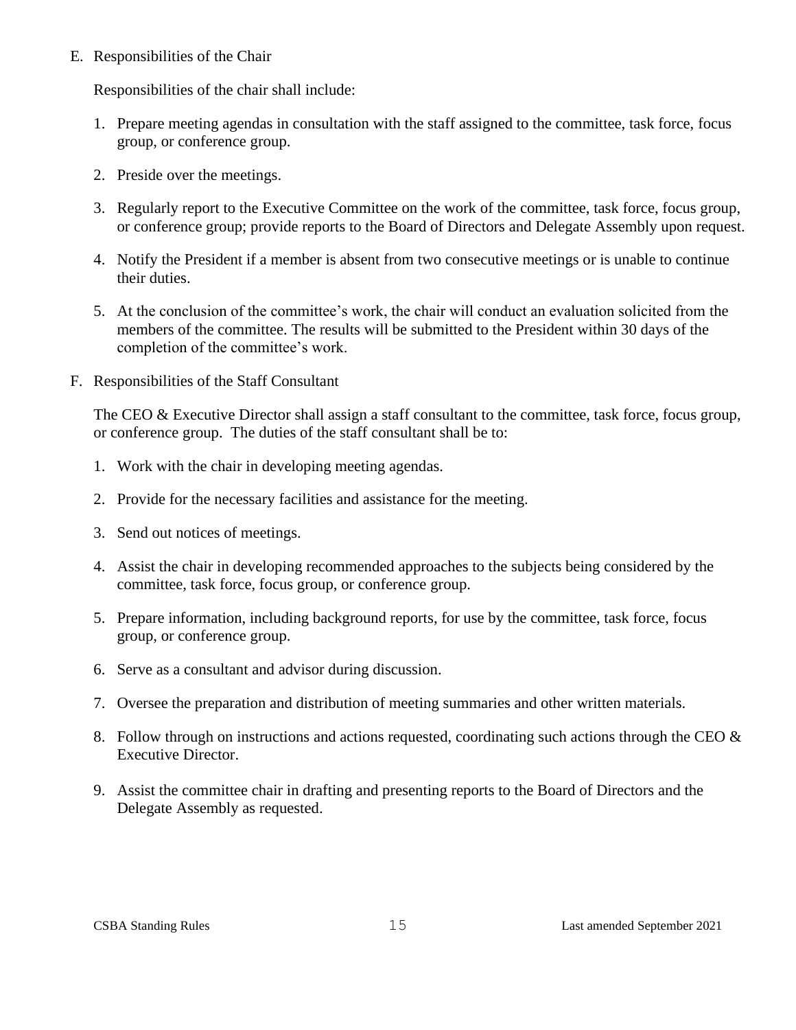E. Responsibilities of the Chair

   Responsibilities of the chair shall include:

   1. Prepare meeting agendas in consultation with the staff assigned to the committee, task force, focus group, or conference group.

   2. Preside over the meetings.

   3. Regularly report to the Executive Committee on the work of the committee, task force, focus group, or conference group; provide reports to the Board of Directors and Delegate Assembly upon request.

   4. Notify the President if a member is absent from two consecutive meetings or is unable to continue their duties.

   5. At the conclusion of the committee's work, the chair will conduct an evaluation solicited from the members of the committee. The results will be submitted to the President within 30 days of the completion of the committee's work.

F. Responsibilities of the Staff Consultant

   The CEO & Executive Director shall assign a staff consultant to the committee, task force, focus group, or conference group. The duties of the staff consultant shall be to:

   1. Work with the chair in developing meeting agendas.

   2. Provide for the necessary facilities and assistance for the meeting.

   3. Send out notices of meetings.

   4. Assist the chair in developing recommended approaches to the subjects being considered by the committee, task force, focus group, or conference group.

   5. Prepare information, including background reports, for use by the committee, task force, focus group, or conference group.

   6. Serve as a consultant and advisor during discussion.

   7. Oversee the preparation and distribution of meeting summaries and other written materials.

   8. Follow through on instructions and actions requested, coordinating such actions through the CEO & Executive Director.

   9. Assist the committee chair in drafting and presenting reports to the Board of Directors and the Delegate Assembly as requested.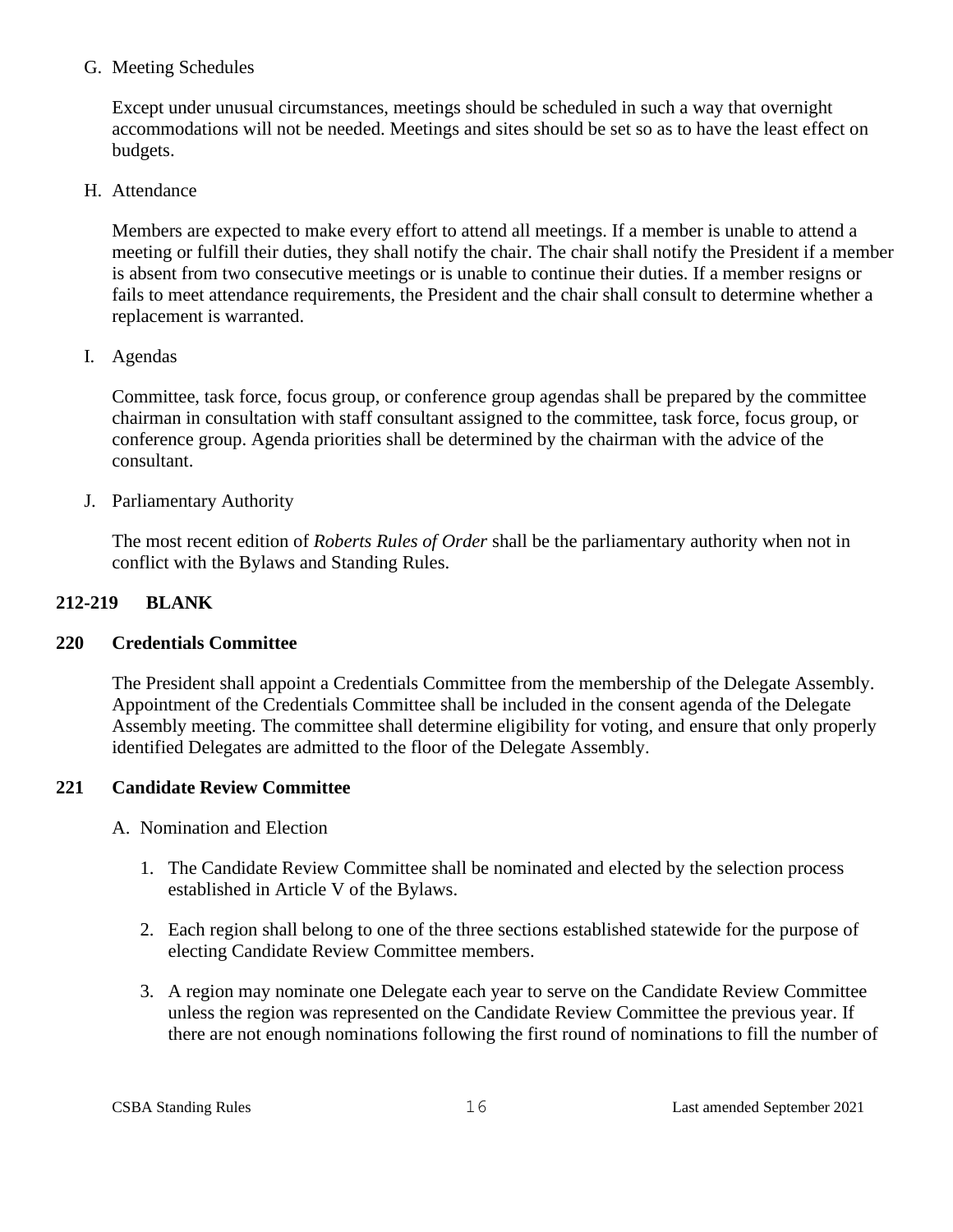G. Meeting Schedules

Except under unusual circumstances, meetings should be scheduled in such a way that overnight accommodations will not be needed. Meetings and sites should be set so as to have the least effect on budgets.

H. Attendance

Members are expected to make every effort to attend all meetings. If a member is unable to attend a meeting or fulfill their duties, they shall notify the chair. The chair shall notify the President if a member is absent from two consecutive meetings or is unable to continue their duties. If a member resigns or fails to meet attendance requirements, the President and the chair shall consult to determine whether a replacement is warranted.

I. Agendas

Committee, task force, focus group, or conference group agendas shall be prepared by the committee chairman in consultation with staff consultant assigned to the committee, task force, focus group, or conference group. Agenda priorities shall be determined by the chairman with the advice of the consultant.

J. Parliamentary Authority

The most recent edition of *Roberts Rules of Order* shall be the parliamentary authority when not in conflict with the Bylaws and Standing Rules.

**212-219 BLANK**

**220 Credentials Committee**

The President shall appoint a Credentials Committee from the membership of the Delegate Assembly. Appointment of the Credentials Committee shall be included in the consent agenda of the Delegate Assembly meeting. The committee shall determine eligibility for voting, and ensure that only properly identified Delegates are admitted to the floor of the Delegate Assembly.

**221 Candidate Review Committee**

A. Nomination and Election

1. The Candidate Review Committee shall be nominated and elected by the selection process established in Article V of the Bylaws.

2. Each region shall belong to one of the three sections established statewide for the purpose of electing Candidate Review Committee members.

3. A region may nominate one Delegate each year to serve on the Candidate Review Committee unless the region was represented on the Candidate Review Committee the previous year. If there are not enough nominations following the first round of nominations to fill the number of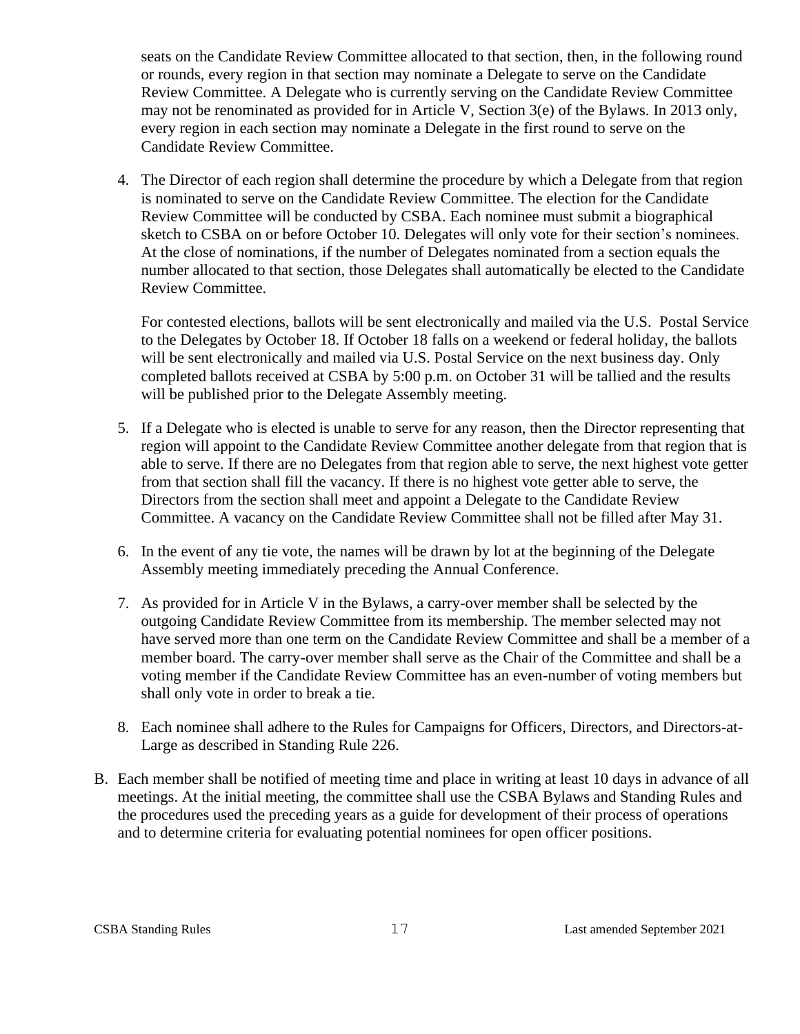seats on the Candidate Review Committee allocated to that section, then, in the following round or rounds, every region in that section may nominate a Delegate to serve on the Candidate Review Committee. A Delegate who is currently serving on the Candidate Review Committee may not be renominated as provided for in Article V, Section 3(e) of the Bylaws. In 2013 only, every region in each section may nominate a Delegate in the first round to serve on the Candidate Review Committee.

4. The Director of each region shall determine the procedure by which a Delegate from that region is nominated to serve on the Candidate Review Committee. The election for the Candidate Review Committee will be conducted by CSBA. Each nominee must submit a biographical sketch to CSBA on or before October 10. Delegates will only vote for their section's nominees. At the close of nominations, if the number of Delegates nominated from a section equals the number allocated to that section, those Delegates shall automatically be elected to the Candidate Review Committee.

   For contested elections, ballots will be sent electronically and mailed via the U.S. Postal Service to the Delegates by October 18. If October 18 falls on a weekend or federal holiday, the ballots will be sent electronically and mailed via U.S. Postal Service on the next business day. Only completed ballots received at CSBA by 5:00 p.m. on October 31 will be tallied and the results will be published prior to the Delegate Assembly meeting.

5. If a Delegate who is elected is unable to serve for any reason, then the Director representing that region will appoint to the Candidate Review Committee another delegate from that region that is able to serve. If there are no Delegates from that region able to serve, the next highest vote getter from that section shall fill the vacancy. If there is no highest vote getter able to serve, the Directors from the section shall meet and appoint a Delegate to the Candidate Review Committee. A vacancy on the Candidate Review Committee shall not be filled after May 31.

6. In the event of any tie vote, the names will be drawn by lot at the beginning of the Delegate Assembly meeting immediately preceding the Annual Conference.

7. As provided for in Article V in the Bylaws, a carry-over member shall be selected by the outgoing Candidate Review Committee from its membership. The member selected may not have served more than one term on the Candidate Review Committee and shall be a member of a member board. The carry-over member shall serve as the Chair of the Committee and shall be a voting member if the Candidate Review Committee has an even-number of voting members but shall only vote in order to break a tie.

8. Each nominee shall adhere to the Rules for Campaigns for Officers, Directors, and Directors-at-Large as described in Standing Rule 226.

B. Each member shall be notified of meeting time and place in writing at least 10 days in advance of all meetings. At the initial meeting, the committee shall use the CSBA Bylaws and Standing Rules and the procedures used the preceding years as a guide for development of their process of operations and to determine criteria for evaluating potential nominees for open officer positions.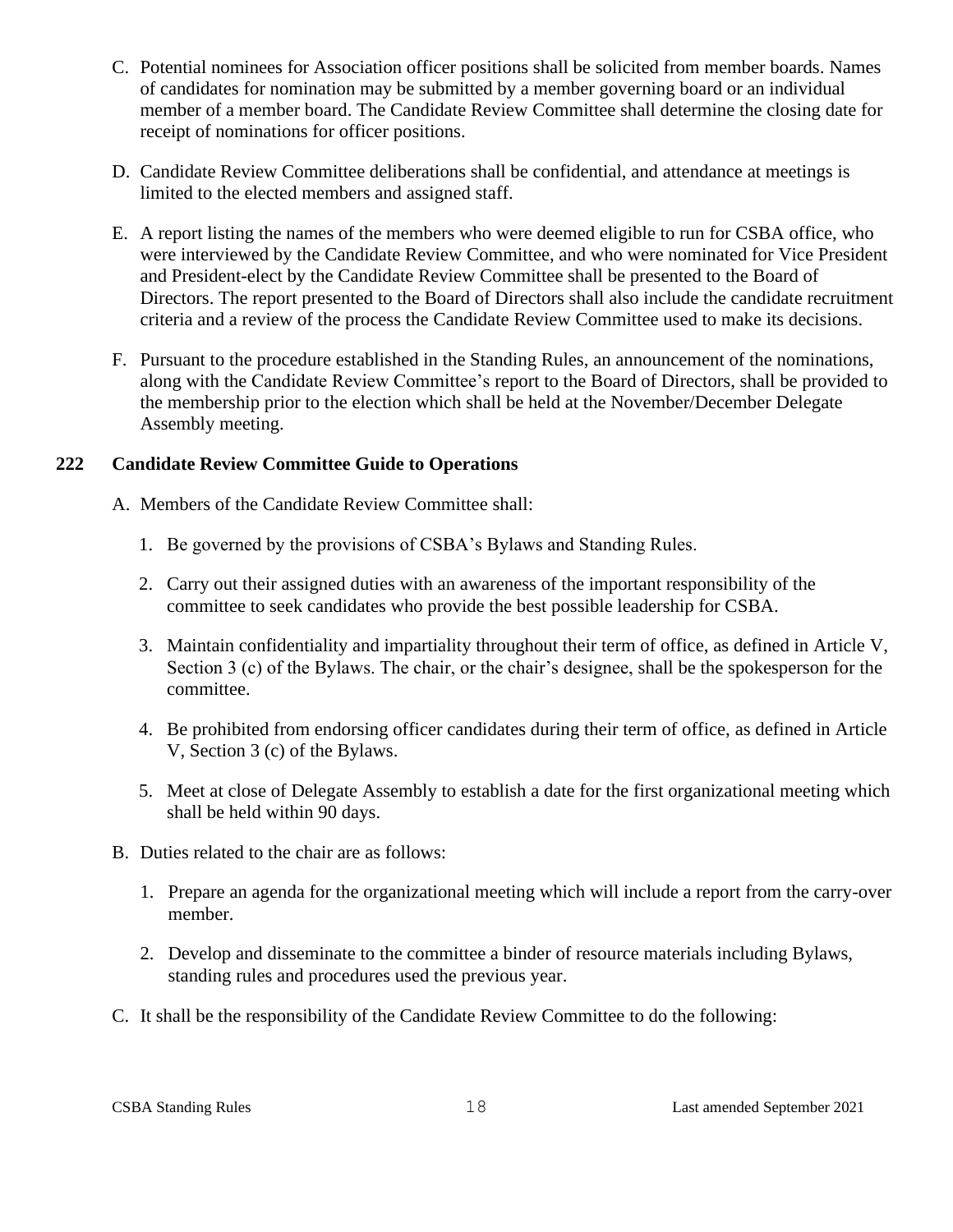C. Potential nominees for Association officer positions shall be solicited from member boards. Names of candidates for nomination may be submitted by a member governing board or an individual member of a member board. The Candidate Review Committee shall determine the closing date for receipt of nominations for officer positions.

D. Candidate Review Committee deliberations shall be confidential, and attendance at meetings is limited to the elected members and assigned staff.

E. A report listing the names of the members who were deemed eligible to run for CSBA office, who were interviewed by the Candidate Review Committee, and who were nominated for Vice President and President-elect by the Candidate Review Committee shall be presented to the Board of Directors. The report presented to the Board of Directors shall also include the candidate recruitment criteria and a review of the process the Candidate Review Committee used to make its decisions.

F. Pursuant to the procedure established in the Standing Rules, an announcement of the nominations, along with the Candidate Review Committee's report to the Board of Directors, shall be provided to the membership prior to the election which shall be held at the November/December Delegate Assembly meeting.

### 222 Candidate Review Committee Guide to Operations

A. Members of the Candidate Review Committee shall:

1. Be governed by the provisions of CSBA's Bylaws and Standing Rules.
2. Carry out their assigned duties with an awareness of the important responsibility of the committee to seek candidates who provide the best possible leadership for CSBA.
3. Maintain confidentiality and impartiality throughout their term of office, as defined in Article V, Section 3 (c) of the Bylaws. The chair, or the chair's designee, shall be the spokesperson for the committee.
4. Be prohibited from endorsing officer candidates during their term of office, as defined in Article V, Section 3 (c) of the Bylaws.
5. Meet at close of Delegate Assembly to establish a date for the first organizational meeting which shall be held within 90 days.

B. Duties related to the chair are as follows:

1. Prepare an agenda for the organizational meeting which will include a report from the carry-over member.
2. Develop and disseminate to the committee a binder of resource materials including Bylaws, standing rules and procedures used the previous year.

C. It shall be the responsibility of the Candidate Review Committee to do the following: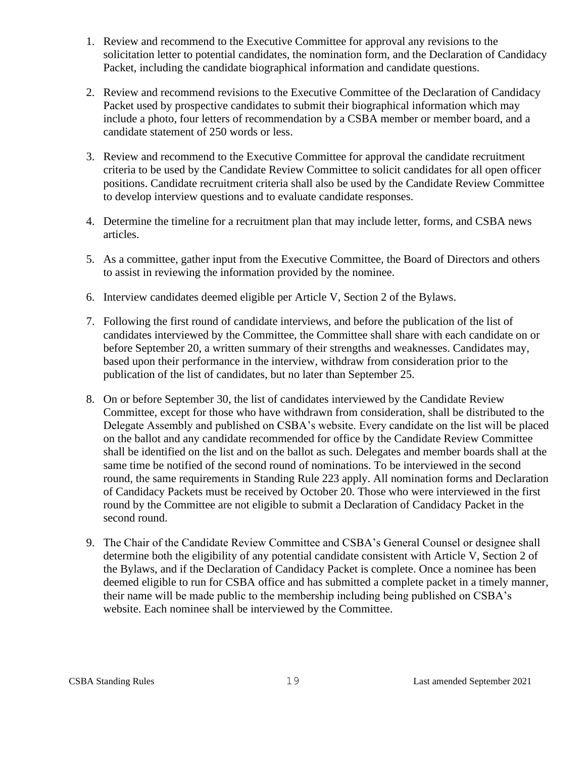1. Review and recommend to the Executive Committee for approval any revisions to the solicitation letter to potential candidates, the nomination form, and the Declaration of Candidacy Packet, including the candidate biographical information and candidate questions.

2. Review and recommend revisions to the Executive Committee of the Declaration of Candidacy Packet used by prospective candidates to submit their biographical information which may include a photo, four letters of recommendation by a CSBA member or member board, and a candidate statement of 250 words or less.

3. Review and recommend to the Executive Committee for approval the candidate recruitment criteria to be used by the Candidate Review Committee to solicit candidates for all open officer positions. Candidate recruitment criteria shall also be used by the Candidate Review Committee to develop interview questions and to evaluate candidate responses.

4. Determine the timeline for a recruitment plan that may include letter, forms, and CSBA news articles.

5. As a committee, gather input from the Executive Committee, the Board of Directors and others to assist in reviewing the information provided by the nominee.

6. Interview candidates deemed eligible per Article V, Section 2 of the Bylaws.

7. Following the first round of candidate interviews, and before the publication of the list of candidates interviewed by the Committee, the Committee shall share with each candidate on or before September 20, a written summary of their strengths and weaknesses. Candidates may, based upon their performance in the interview, withdraw from consideration prior to the publication of the list of candidates, but no later than September 25.

8. On or before September 30, the list of candidates interviewed by the Candidate Review Committee, except for those who have withdrawn from consideration, shall be distributed to the Delegate Assembly and published on CSBA's website. Every candidate on the list will be placed on the ballot and any candidate recommended for office by the Candidate Review Committee shall be identified on the list and on the ballot as such. Delegates and member boards shall at the same time be notified of the second round of nominations. To be interviewed in the second round, the same requirements in Standing Rule 223 apply. All nomination forms and Declaration of Candidacy Packets must be received by October 20. Those who were interviewed in the first round by the Committee are not eligible to submit a Declaration of Candidacy Packet in the second round.

9. The Chair of the Candidate Review Committee and CSBA's General Counsel or designee shall determine both the eligibility of any potential candidate consistent with Article V, Section 2 of the Bylaws, and if the Declaration of Candidacy Packet is complete. Once a nominee has been deemed eligible to run for CSBA office and has submitted a complete packet in a timely manner, their name will be made public to the membership including being published on CSBA's website. Each nominee shall be interviewed by the Committee.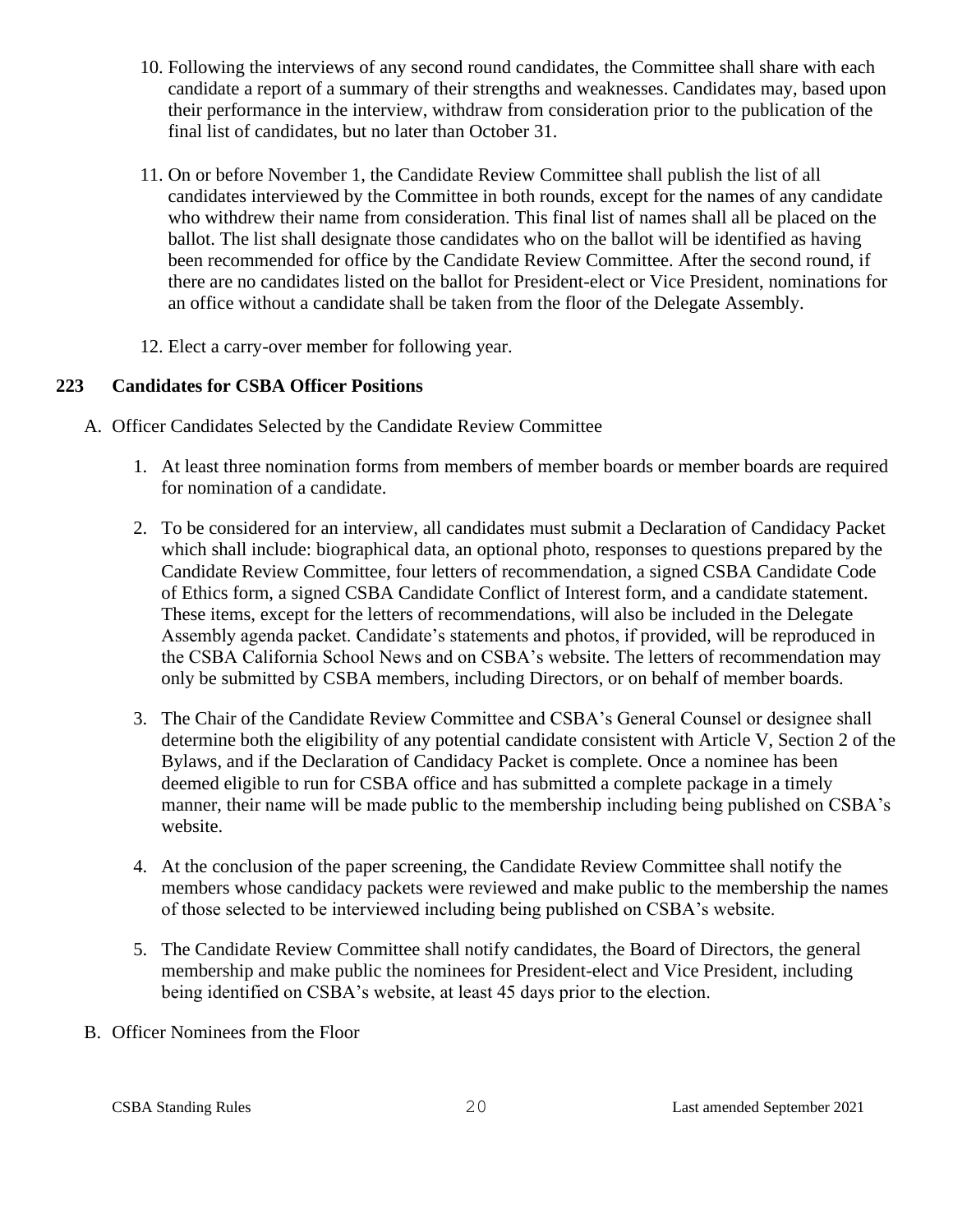10. Following the interviews of any second round candidates, the Committee shall share with each candidate a report of a summary of their strengths and weaknesses. Candidates may, based upon their performance in the interview, withdraw from consideration prior to the publication of the final list of candidates, but no later than October 31.

11. On or before November 1, the Candidate Review Committee shall publish the list of all candidates interviewed by the Committee in both rounds, except for the names of any candidate who withdrew their name from consideration. This final list of names shall all be placed on the ballot. The list shall designate those candidates who on the ballot will be identified as having been recommended for office by the Candidate Review Committee. After the second round, if there are no candidates listed on the ballot for President-elect or Vice President, nominations for an office without a candidate shall be taken from the floor of the Delegate Assembly.

12. Elect a carry-over member for following year.

## 223 Candidates for CSBA Officer Positions

A. Officer Candidates Selected by the Candidate Review Committee

1. At least three nomination forms from members of member boards or member boards are required for nomination of a candidate.

2. To be considered for an interview, all candidates must submit a Declaration of Candidacy Packet which shall include: biographical data, an optional photo, responses to questions prepared by the Candidate Review Committee, four letters of recommendation, a signed CSBA Candidate Code of Ethics form, a signed CSBA Candidate Conflict of Interest form, and a candidate statement. These items, except for the letters of recommendations, will also be included in the Delegate Assembly agenda packet. Candidate's statements and photos, if provided, will be reproduced in the CSBA California School News and on CSBA's website. The letters of recommendation may only be submitted by CSBA members, including Directors, or on behalf of member boards.

3. The Chair of the Candidate Review Committee and CSBA's General Counsel or designee shall determine both the eligibility of any potential candidate consistent with Article V, Section 2 of the Bylaws, and if the Declaration of Candidacy Packet is complete. Once a nominee has been deemed eligible to run for CSBA office and has submitted a complete package in a timely manner, their name will be made public to the membership including being published on CSBA's website.

4. At the conclusion of the paper screening, the Candidate Review Committee shall notify the members whose candidacy packets were reviewed and make public to the membership the names of those selected to be interviewed including being published on CSBA's website.

5. The Candidate Review Committee shall notify candidates, the Board of Directors, the general membership and make public the nominees for President-elect and Vice President, including being identified on CSBA's website, at least 45 days prior to the election.

B. Officer Nominees from the Floor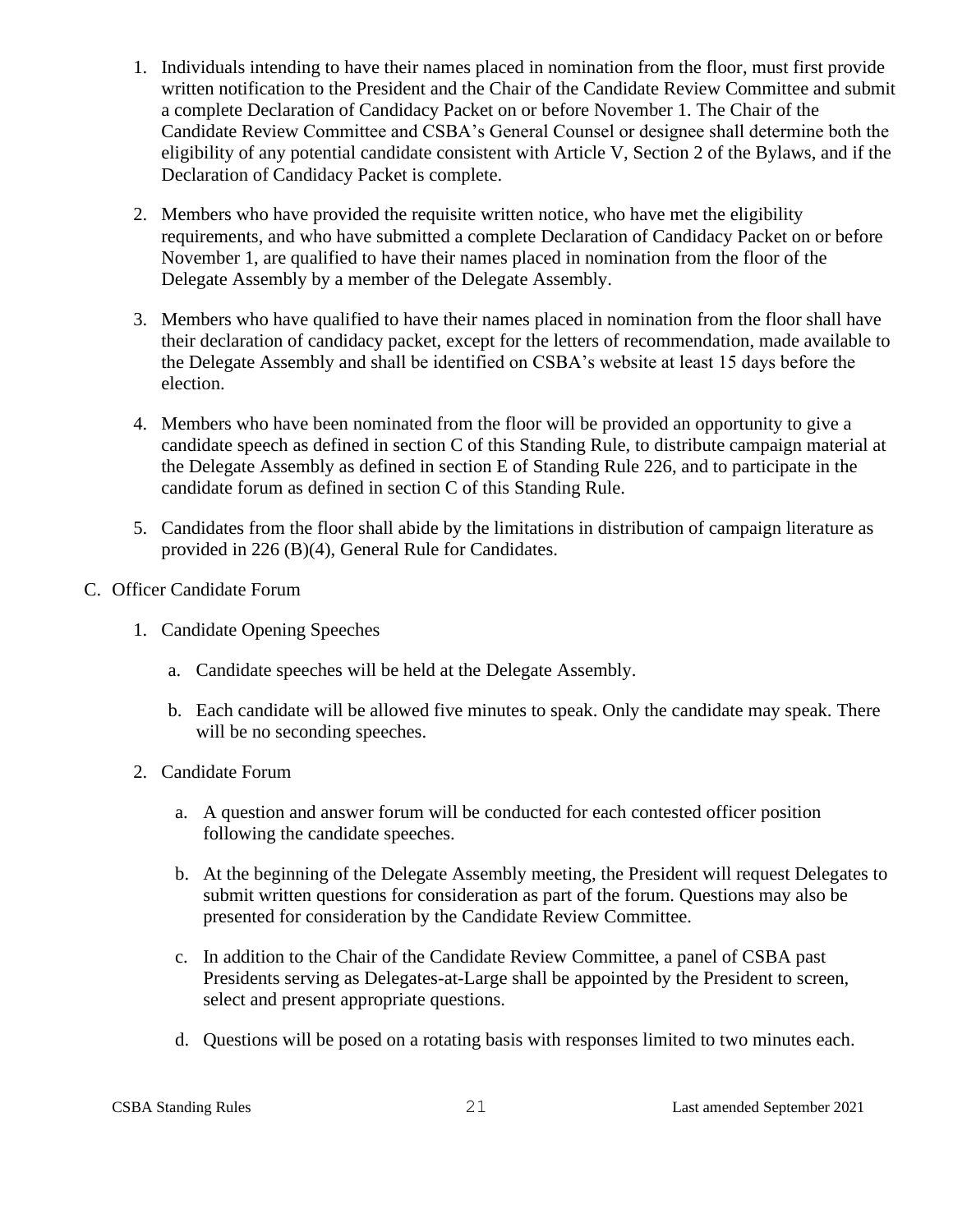1. Individuals intending to have their names placed in nomination from the floor, must first provide written notification to the President and the Chair of the Candidate Review Committee and submit a complete Declaration of Candidacy Packet on or before November 1. The Chair of the Candidate Review Committee and CSBA's General Counsel or designee shall determine both the eligibility of any potential candidate consistent with Article V, Section 2 of the Bylaws, and if the Declaration of Candidacy Packet is complete.

2. Members who have provided the requisite written notice, who have met the eligibility requirements, and who have submitted a complete Declaration of Candidacy Packet on or before November 1, are qualified to have their names placed in nomination from the floor of the Delegate Assembly by a member of the Delegate Assembly.

3. Members who have qualified to have their names placed in nomination from the floor shall have their declaration of candidacy packet, except for the letters of recommendation, made available to the Delegate Assembly and shall be identified on CSBA's website at least 15 days before the election.

4. Members who have been nominated from the floor will be provided an opportunity to give a candidate speech as defined in section C of this Standing Rule, to distribute campaign material at the Delegate Assembly as defined in section E of Standing Rule 226, and to participate in the candidate forum as defined in section C of this Standing Rule.

5. Candidates from the floor shall abide by the limitations in distribution of campaign literature as provided in 226 (B)(4), General Rule for Candidates.

C. Officer Candidate Forum

1. Candidate Opening Speeches

   a. Candidate speeches will be held at the Delegate Assembly.

   b. Each candidate will be allowed five minutes to speak. Only the candidate may speak. There will be no seconding speeches.

2. Candidate Forum

   a. A question and answer forum will be conducted for each contested officer position following the candidate speeches.

   b. At the beginning of the Delegate Assembly meeting, the President will request Delegates to submit written questions for consideration as part of the forum. Questions may also be presented for consideration by the Candidate Review Committee.

   c. In addition to the Chair of the Candidate Review Committee, a panel of CSBA past Presidents serving as Delegates-at-Large shall be appointed by the President to screen, select and present appropriate questions.

   d. Questions will be posed on a rotating basis with responses limited to two minutes each.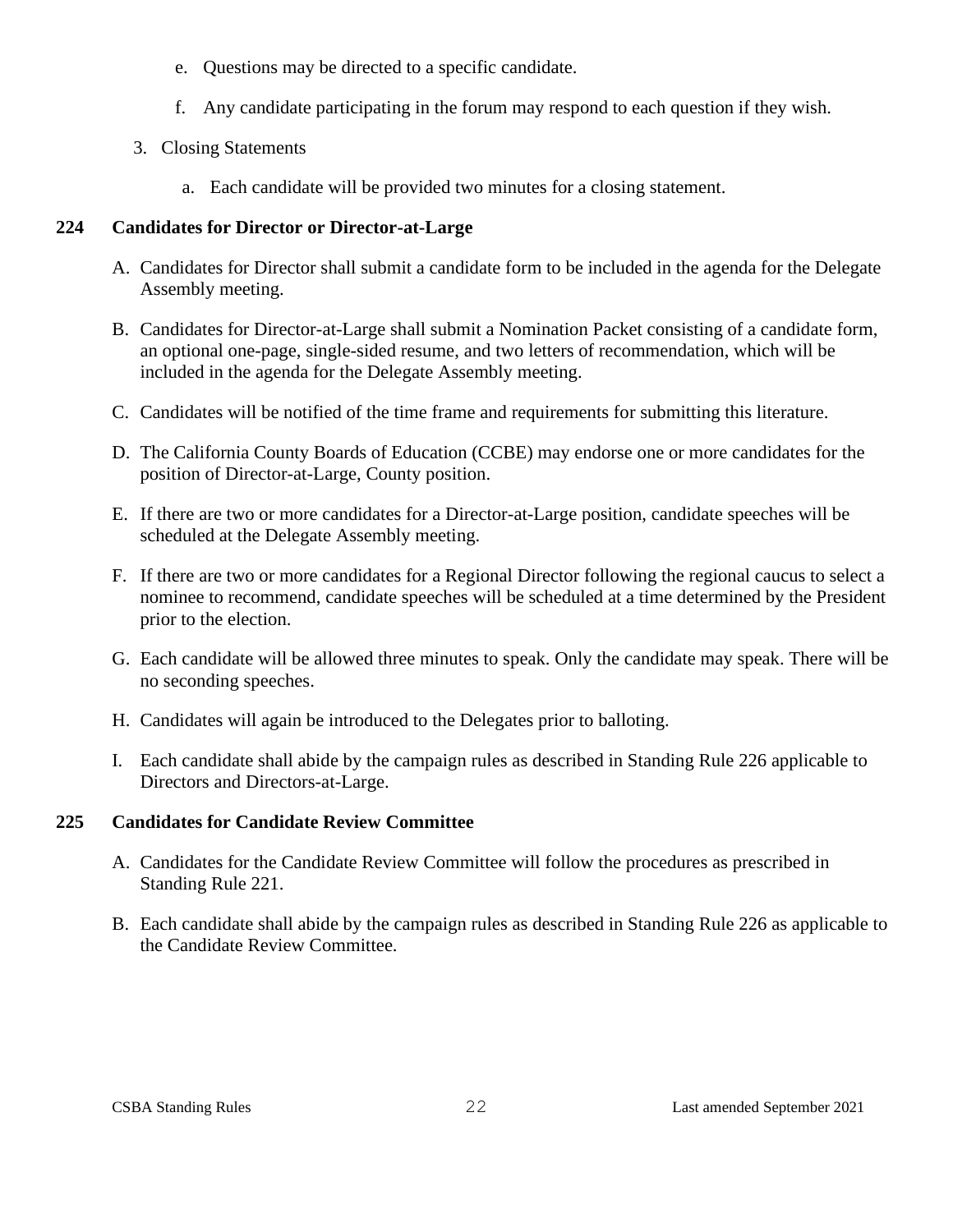e. Questions may be directed to a specific candidate.

   f. Any candidate participating in the forum may respond to each question if they wish.

3. Closing Statements

   a. Each candidate will be provided two minutes for a closing statement.

**224 Candidates for Director or Director-at-Large**

A. Candidates for Director shall submit a candidate form to be included in the agenda for the Delegate Assembly meeting.

B. Candidates for Director-at-Large shall submit a Nomination Packet consisting of a candidate form, an optional one-page, single-sided resume, and two letters of recommendation, which will be included in the agenda for the Delegate Assembly meeting.

C. Candidates will be notified of the time frame and requirements for submitting this literature.

D. The California County Boards of Education (CCBE) may endorse one or more candidates for the position of Director-at-Large, County position.

E. If there are two or more candidates for a Director-at-Large position, candidate speeches will be scheduled at the Delegate Assembly meeting.

F. If there are two or more candidates for a Regional Director following the regional caucus to select a nominee to recommend, candidate speeches will be scheduled at a time determined by the President prior to the election.

G. Each candidate will be allowed three minutes to speak. Only the candidate may speak. There will be no seconding speeches.

H. Candidates will again be introduced to the Delegates prior to balloting.

I. Each candidate shall abide by the campaign rules as described in Standing Rule 226 applicable to Directors and Directors-at-Large.

**225 Candidates for Candidate Review Committee**

A. Candidates for the Candidate Review Committee will follow the procedures as prescribed in Standing Rule 221.

B. Each candidate shall abide by the campaign rules as described in Standing Rule 226 as applicable to the Candidate Review Committee.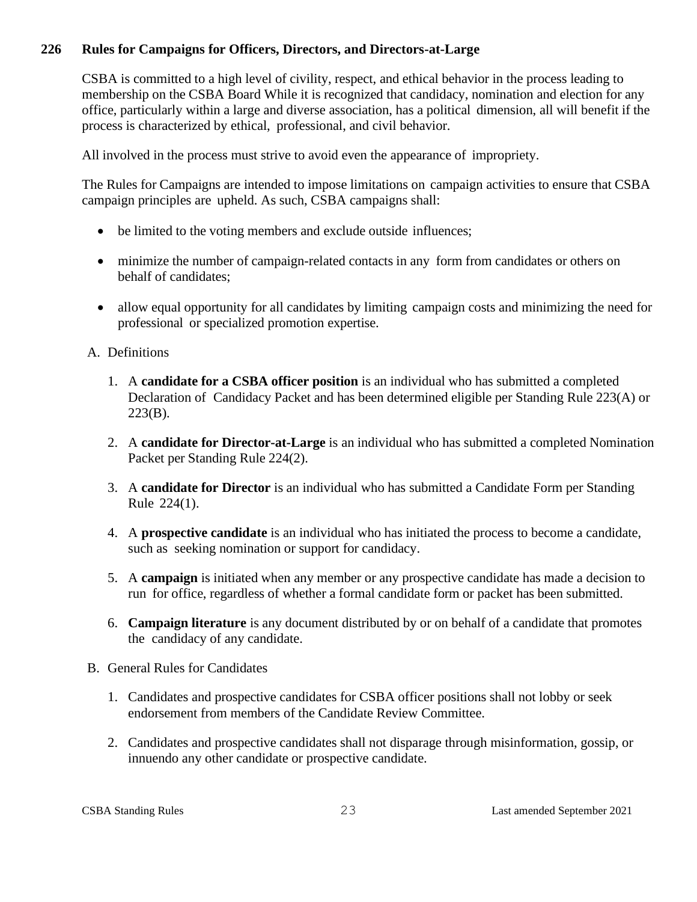## 226 Rules for Campaigns for Officers, Directors, and Directors-at-Large

CSBA is committed to a high level of civility, respect, and ethical behavior in the process leading to membership on the CSBA Board While it is recognized that candidacy, nomination and election for any office, particularly within a large and diverse association, has a political dimension, all will benefit if the process is characterized by ethical, professional, and civil behavior.

All involved in the process must strive to avoid even the appearance of impropriety.

The Rules for Campaigns are intended to impose limitations on campaign activities to ensure that CSBA campaign principles are upheld. As such, CSBA campaigns shall:

- be limited to the voting members and exclude outside influences;
- minimize the number of campaign-related contacts in any form from candidates or others on behalf of candidates;
- allow equal opportunity for all candidates by limiting campaign costs and minimizing the need for professional or specialized promotion expertise.

A. Definitions

1. A **candidate for a CSBA officer position** is an individual who has submitted a completed Declaration of Candidacy Packet and has been determined eligible per Standing Rule 223(A) or 223(B).
2. A **candidate for Director-at-Large** is an individual who has submitted a completed Nomination Packet per Standing Rule 224(2).
3. A **candidate for Director** is an individual who has submitted a Candidate Form per Standing Rule 224(1).
4. A **prospective candidate** is an individual who has initiated the process to become a candidate, such as seeking nomination or support for candidacy.
5. A **campaign** is initiated when any member or any prospective candidate has made a decision to run for office, regardless of whether a formal candidate form or packet has been submitted.
6. **Campaign literature** is any document distributed by or on behalf of a candidate that promotes the candidacy of any candidate.

B. General Rules for Candidates

1. Candidates and prospective candidates for CSBA officer positions shall not lobby or seek endorsement from members of the Candidate Review Committee.
2. Candidates and prospective candidates shall not disparage through misinformation, gossip, or innuendo any other candidate or prospective candidate.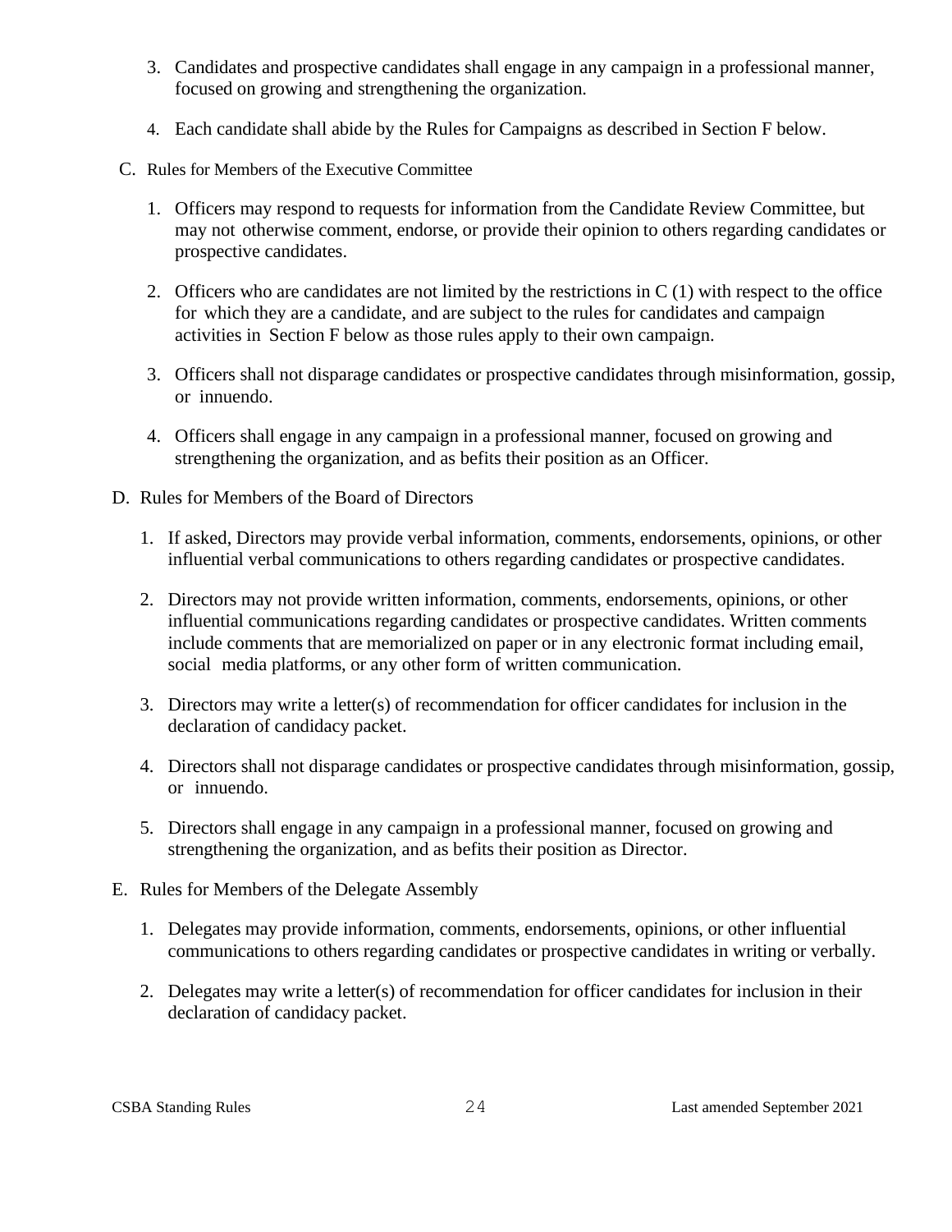3. Candidates and prospective candidates shall engage in any campaign in a professional manner, focused on growing and strengthening the organization.

4. Each candidate shall abide by the Rules for Campaigns as described in Section F below.

C. Rules for Members of the Executive Committee

1. Officers may respond to requests for information from the Candidate Review Committee, but may not otherwise comment, endorse, or provide their opinion to others regarding candidates or prospective candidates.

2. Officers who are candidates are not limited by the restrictions in C (1) with respect to the office for which they are a candidate, and are subject to the rules for candidates and campaign activities in Section F below as those rules apply to their own campaign.

3. Officers shall not disparage candidates or prospective candidates through misinformation, gossip, or innuendo.

4. Officers shall engage in any campaign in a professional manner, focused on growing and strengthening the organization, and as befits their position as an Officer.

D. Rules for Members of the Board of Directors

1. If asked, Directors may provide verbal information, comments, endorsements, opinions, or other influential verbal communications to others regarding candidates or prospective candidates.

2. Directors may not provide written information, comments, endorsements, opinions, or other influential communications regarding candidates or prospective candidates. Written comments include comments that are memorialized on paper or in any electronic format including email, social media platforms, or any other form of written communication.

3. Directors may write a letter(s) of recommendation for officer candidates for inclusion in the declaration of candidacy packet.

4. Directors shall not disparage candidates or prospective candidates through misinformation, gossip, or innuendo.

5. Directors shall engage in any campaign in a professional manner, focused on growing and strengthening the organization, and as befits their position as Director.

E. Rules for Members of the Delegate Assembly

1. Delegates may provide information, comments, endorsements, opinions, or other influential communications to others regarding candidates or prospective candidates in writing or verbally.

2. Delegates may write a letter(s) of recommendation for officer candidates for inclusion in their declaration of candidacy packet.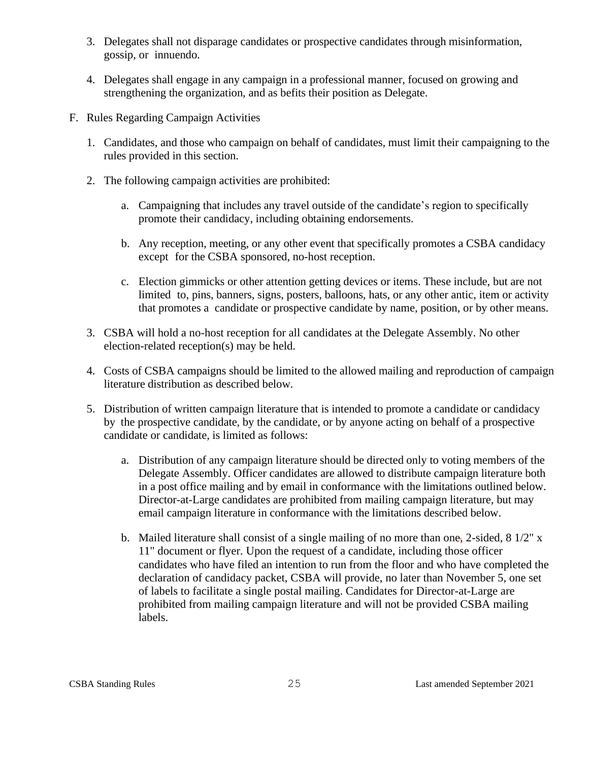3. Delegates shall not disparage candidates or prospective candidates through misinformation, gossip, or innuendo.

4. Delegates shall engage in any campaign in a professional manner, focused on growing and strengthening the organization, and as befits their position as Delegate.

F. Rules Regarding Campaign Activities

1. Candidates, and those who campaign on behalf of candidates, must limit their campaigning to the rules provided in this section.

2. The following campaign activities are prohibited:

   a. Campaigning that includes any travel outside of the candidate's region to specifically promote their candidacy, including obtaining endorsements.

   b. Any reception, meeting, or any other event that specifically promotes a CSBA candidacy except for the CSBA sponsored, no-host reception.

   c. Election gimmicks or other attention getting devices or items. These include, but are not limited to, pins, banners, signs, posters, balloons, hats, or any other antic, item or activity that promotes a candidate or prospective candidate by name, position, or by other means.

3. CSBA will hold a no-host reception for all candidates at the Delegate Assembly. No other election-related reception(s) may be held.

4. Costs of CSBA campaigns should be limited to the allowed mailing and reproduction of campaign literature distribution as described below.

5. Distribution of written campaign literature that is intended to promote a candidate or candidacy by the prospective candidate, by the candidate, or by anyone acting on behalf of a prospective candidate or candidate, is limited as follows:

   a. Distribution of any campaign literature should be directed only to voting members of the Delegate Assembly. Officer candidates are allowed to distribute campaign literature both in a post office mailing and by email in conformance with the limitations outlined below. Director-at-Large candidates are prohibited from mailing campaign literature, but may email campaign literature in conformance with the limitations described below.

   b. Mailed literature shall consist of a single mailing of no more than one, 2-sided, 8 1/2" x 11" document or flyer. Upon the request of a candidate, including those officer candidates who have filed an intention to run from the floor and who have completed the declaration of candidacy packet, CSBA will provide, no later than November 5, one set of labels to facilitate a single postal mailing. Candidates for Director-at-Large are prohibited from mailing campaign literature and will not be provided CSBA mailing labels.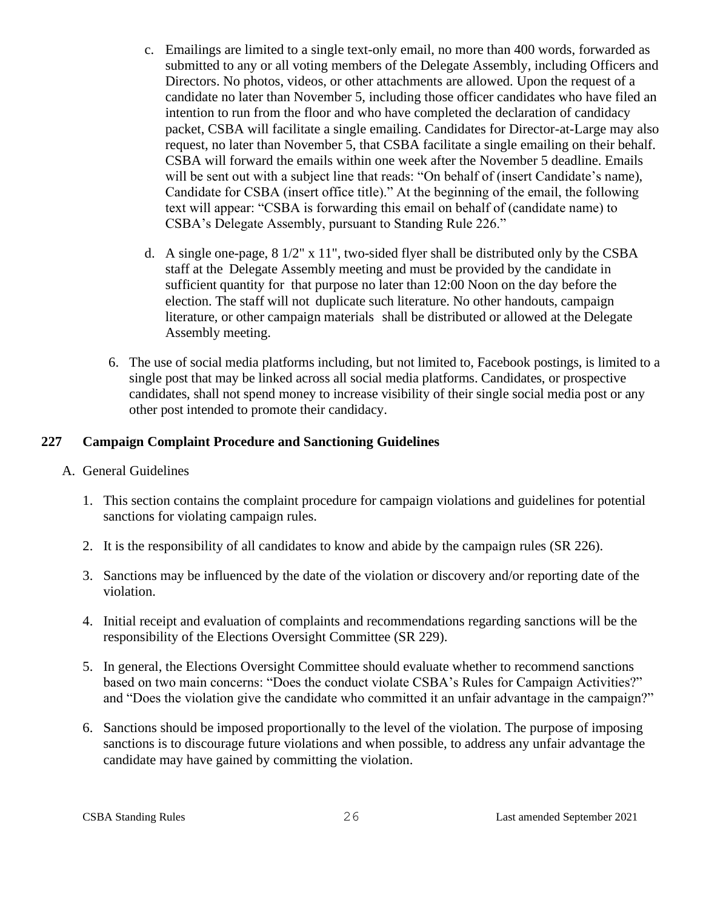c. Emailings are limited to a single text-only email, no more than 400 words, forwarded as submitted to any or all voting members of the Delegate Assembly, including Officers and Directors. No photos, videos, or other attachments are allowed. Upon the request of a candidate no later than November 5, including those officer candidates who have filed an intention to run from the floor and who have completed the declaration of candidacy packet, CSBA will facilitate a single emailing. Candidates for Director-at-Large may also request, no later than November 5, that CSBA facilitate a single emailing on their behalf. CSBA will forward the emails within one week after the November 5 deadline. Emails will be sent out with a subject line that reads: "On behalf of (insert Candidate's name), Candidate for CSBA (insert office title)." At the beginning of the email, the following text will appear: "CSBA is forwarding this email on behalf of (candidate name) to CSBA's Delegate Assembly, pursuant to Standing Rule 226."

d. A single one-page, 8 1/2" x 11", two-sided flyer shall be distributed only by the CSBA staff at the Delegate Assembly meeting and must be provided by the candidate in sufficient quantity for that purpose no later than 12:00 Noon on the day before the election. The staff will not duplicate such literature. No other handouts, campaign literature, or other campaign materials shall be distributed or allowed at the Delegate Assembly meeting.

6. The use of social media platforms including, but not limited to, Facebook postings, is limited to a single post that may be linked across all social media platforms. Candidates, or prospective candidates, shall not spend money to increase visibility of their single social media post or any other post intended to promote their candidacy.

## 227 Campaign Complaint Procedure and Sanctioning Guidelines

A. General Guidelines

1. This section contains the complaint procedure for campaign violations and guidelines for potential sanctions for violating campaign rules.

2. It is the responsibility of all candidates to know and abide by the campaign rules (SR 226).

3. Sanctions may be influenced by the date of the violation or discovery and/or reporting date of the violation.

4. Initial receipt and evaluation of complaints and recommendations regarding sanctions will be the responsibility of the Elections Oversight Committee (SR 229).

5. In general, the Elections Oversight Committee should evaluate whether to recommend sanctions based on two main concerns: "Does the conduct violate CSBA's Rules for Campaign Activities?" and "Does the violation give the candidate who committed it an unfair advantage in the campaign?"

6. Sanctions should be imposed proportionally to the level of the violation. The purpose of imposing sanctions is to discourage future violations and when possible, to address any unfair advantage the candidate may have gained by committing the violation.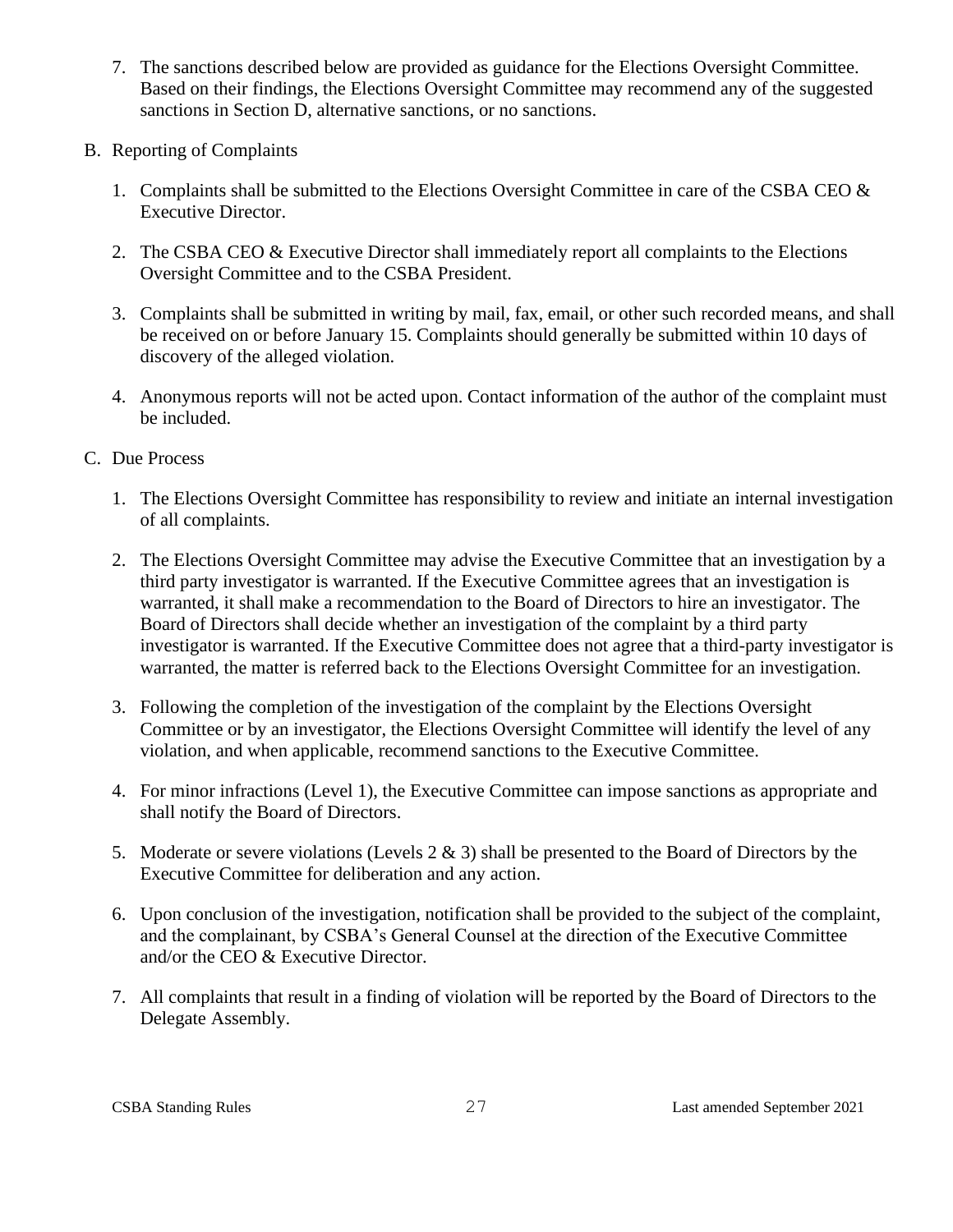7. The sanctions described below are provided as guidance for the Elections Oversight Committee. Based on their findings, the Elections Oversight Committee may recommend any of the suggested sanctions in Section D, alternative sanctions, or no sanctions.

B. Reporting of Complaints

1. Complaints shall be submitted to the Elections Oversight Committee in care of the CSBA CEO & Executive Director.

2. The CSBA CEO & Executive Director shall immediately report all complaints to the Elections Oversight Committee and to the CSBA President.

3. Complaints shall be submitted in writing by mail, fax, email, or other such recorded means, and shall be received on or before January 15. Complaints should generally be submitted within 10 days of discovery of the alleged violation.

4. Anonymous reports will not be acted upon. Contact information of the author of the complaint must be included.

C. Due Process

1. The Elections Oversight Committee has responsibility to review and initiate an internal investigation of all complaints.

2. The Elections Oversight Committee may advise the Executive Committee that an investigation by a third party investigator is warranted. If the Executive Committee agrees that an investigation is warranted, it shall make a recommendation to the Board of Directors to hire an investigator. The Board of Directors shall decide whether an investigation of the complaint by a third party investigator is warranted. If the Executive Committee does not agree that a third-party investigator is warranted, the matter is referred back to the Elections Oversight Committee for an investigation.

3. Following the completion of the investigation of the complaint by the Elections Oversight Committee or by an investigator, the Elections Oversight Committee will identify the level of any violation, and when applicable, recommend sanctions to the Executive Committee.

4. For minor infractions (Level 1), the Executive Committee can impose sanctions as appropriate and shall notify the Board of Directors.

5. Moderate or severe violations (Levels 2 & 3) shall be presented to the Board of Directors by the Executive Committee for deliberation and any action.

6. Upon conclusion of the investigation, notification shall be provided to the subject of the complaint, and the complainant, by CSBA's General Counsel at the direction of the Executive Committee and/or the CEO & Executive Director.

7. All complaints that result in a finding of violation will be reported by the Board of Directors to the Delegate Assembly.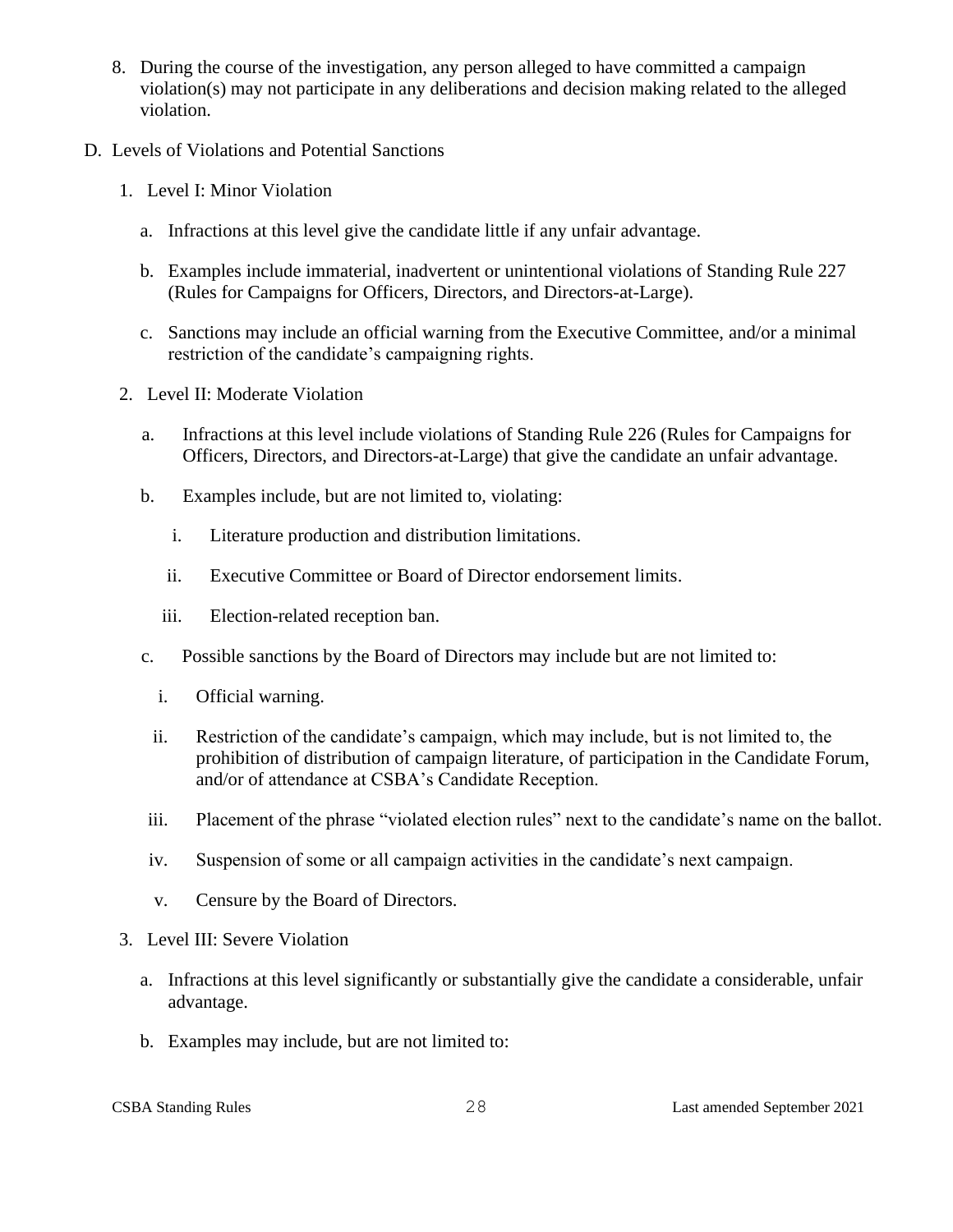8. During the course of the investigation, any person alleged to have committed a campaign violation(s) may not participate in any deliberations and decision making related to the alleged violation.

D. Levels of Violations and Potential Sanctions

   1. Level I: Minor Violation

      a. Infractions at this level give the candidate little if any unfair advantage.

      b. Examples include immaterial, inadvertent or unintentional violations of Standing Rule 227 (Rules for Campaigns for Officers, Directors, and Directors-at-Large).

      c. Sanctions may include an official warning from the Executive Committee, and/or a minimal restriction of the candidate's campaigning rights.

   2. Level II: Moderate Violation

      a. Infractions at this level include violations of Standing Rule 226 (Rules for Campaigns for Officers, Directors, and Directors-at-Large) that give the candidate an unfair advantage.

      b. Examples include, but are not limited to, violating:

         i. Literature production and distribution limitations.

         ii. Executive Committee or Board of Director endorsement limits.

         iii. Election-related reception ban.

      c. Possible sanctions by the Board of Directors may include but are not limited to:

         i. Official warning.

         ii. Restriction of the candidate's campaign, which may include, but is not limited to, the prohibition of distribution of campaign literature, of participation in the Candidate Forum, and/or of attendance at CSBA's Candidate Reception.

         iii. Placement of the phrase "violated election rules" next to the candidate's name on the ballot.

         iv. Suspension of some or all campaign activities in the candidate's next campaign.

         v. Censure by the Board of Directors.

   3. Level III: Severe Violation

      a. Infractions at this level significantly or substantially give the candidate a considerable, unfair advantage.

      b. Examples may include, but are not limited to: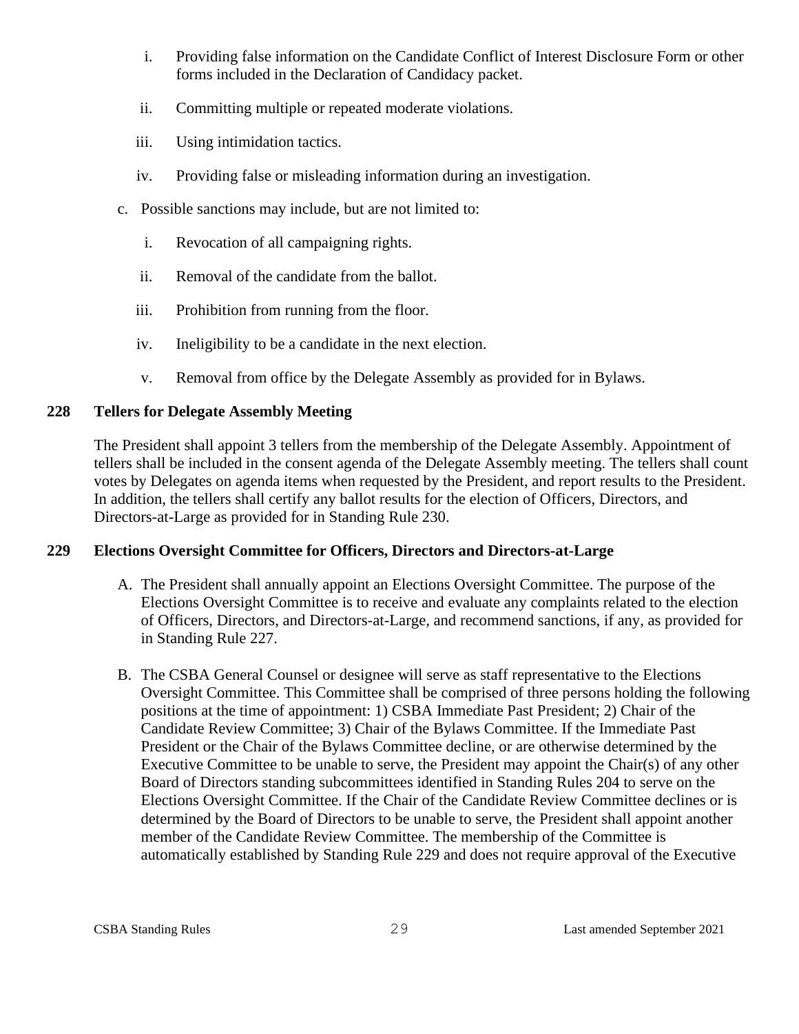i. Providing false information on the Candidate Conflict of Interest Disclosure Form or other forms included in the Declaration of Candidacy packet.

ii. Committing multiple or repeated moderate violations.

iii. Using intimidation tactics.

iv. Providing false or misleading information during an investigation.

c. Possible sanctions may include, but are not limited to:

i. Revocation of all campaigning rights.

ii. Removal of the candidate from the ballot.

iii. Prohibition from running from the floor.

iv. Ineligibility to be a candidate in the next election.

v. Removal from office by the Delegate Assembly as provided for in Bylaws.

**228 Tellers for Delegate Assembly Meeting**

The President shall appoint 3 tellers from the membership of the Delegate Assembly. Appointment of tellers shall be included in the consent agenda of the Delegate Assembly meeting. The tellers shall count votes by Delegates on agenda items when requested by the President, and report results to the President. In addition, the tellers shall certify any ballot results for the election of Officers, Directors, and Directors-at-Large as provided for in Standing Rule 230.

**229 Elections Oversight Committee for Officers, Directors and Directors-at-Large**

A. The President shall annually appoint an Elections Oversight Committee. The purpose of the Elections Oversight Committee is to receive and evaluate any complaints related to the election of Officers, Directors, and Directors-at-Large, and recommend sanctions, if any, as provided for in Standing Rule 227.

B. The CSBA General Counsel or designee will serve as staff representative to the Elections Oversight Committee. This Committee shall be comprised of three persons holding the following positions at the time of appointment: 1) CSBA Immediate Past President; 2) Chair of the Candidate Review Committee; 3) Chair of the Bylaws Committee. If the Immediate Past President or the Chair of the Bylaws Committee decline, or are otherwise determined by the Executive Committee to be unable to serve, the President may appoint the Chair(s) of any other Board of Directors standing subcommittees identified in Standing Rules 204 to serve on the Elections Oversight Committee. If the Chair of the Candidate Review Committee declines or is determined by the Board of Directors to be unable to serve, the President shall appoint another member of the Candidate Review Committee. The membership of the Committee is automatically established by Standing Rule 229 and does not require approval of the Executive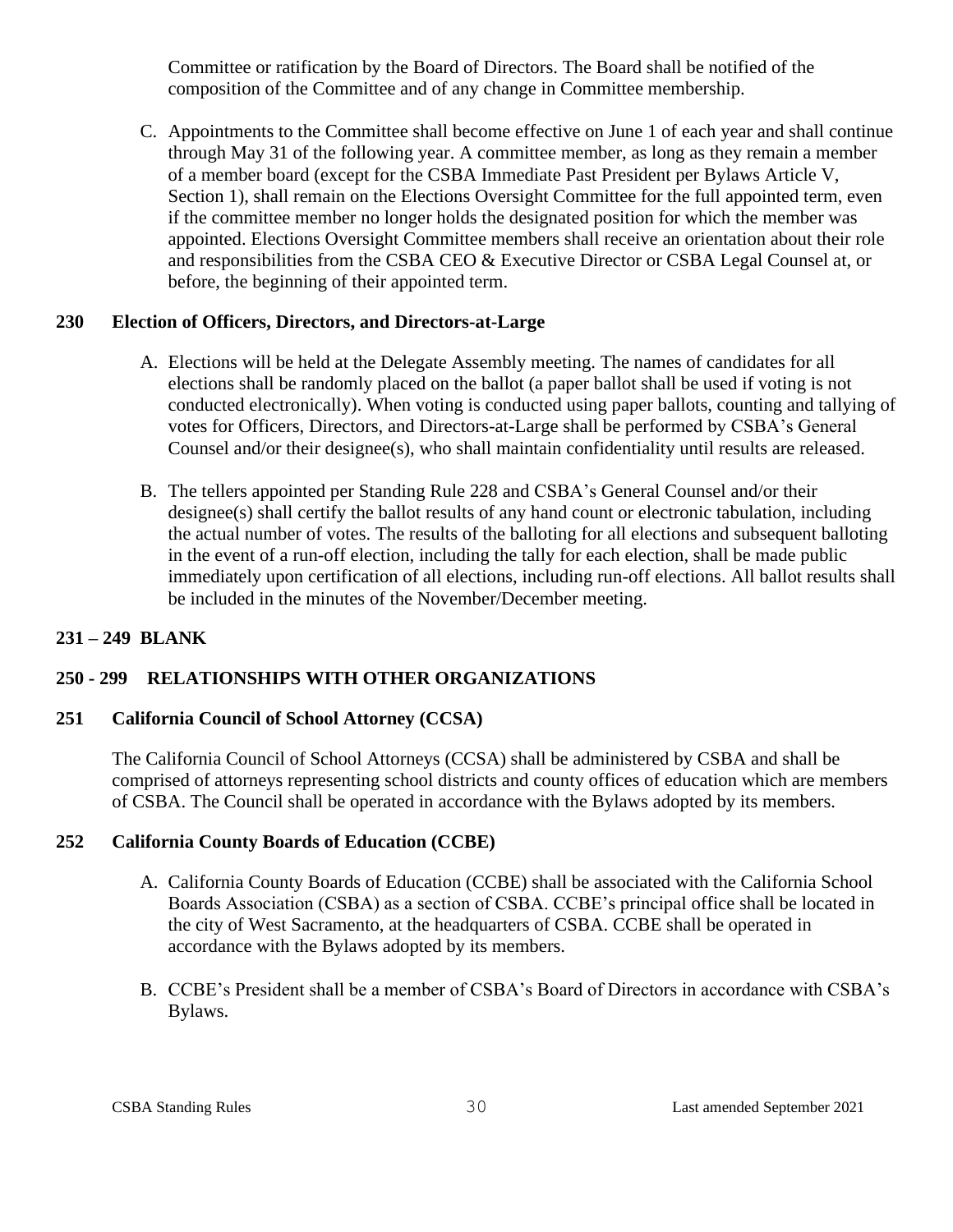Committee or ratification by the Board of Directors. The Board shall be notified of the composition of the Committee and of any change in Committee membership.

C. Appointments to the Committee shall become effective on June 1 of each year and shall continue through May 31 of the following year. A committee member, as long as they remain a member of a member board (except for the CSBA Immediate Past President per Bylaws Article V, Section 1), shall remain on the Elections Oversight Committee for the full appointed term, even if the committee member no longer holds the designated position for which the member was appointed. Elections Oversight Committee members shall receive an orientation about their role and responsibilities from the CSBA CEO & Executive Director or CSBA Legal Counsel at, or before, the beginning of their appointed term.

**230 Election of Officers, Directors, and Directors-at-Large**

A. Elections will be held at the Delegate Assembly meeting. The names of candidates for all elections shall be randomly placed on the ballot (a paper ballot shall be used if voting is not conducted electronically). When voting is conducted using paper ballots, counting and tallying of votes for Officers, Directors, and Directors-at-Large shall be performed by CSBA's General Counsel and/or their designee(s), who shall maintain confidentiality until results are released.

B. The tellers appointed per Standing Rule 228 and CSBA's General Counsel and/or their designee(s) shall certify the ballot results of any hand count or electronic tabulation, including the actual number of votes. The results of the balloting for all elections and subsequent balloting in the event of a run-off election, including the tally for each election, shall be made public immediately upon certification of all elections, including run-off elections. All ballot results shall be included in the minutes of the November/December meeting.

**231 – 249 BLANK**

**250 - 299 RELATIONSHIPS WITH OTHER ORGANIZATIONS**

**251 California Council of School Attorney (CCSA)**

The California Council of School Attorneys (CCSA) shall be administered by CSBA and shall be comprised of attorneys representing school districts and county offices of education which are members of CSBA. The Council shall be operated in accordance with the Bylaws adopted by its members.

**252 California County Boards of Education (CCBE)**

A. California County Boards of Education (CCBE) shall be associated with the California School Boards Association (CSBA) as a section of CSBA. CCBE's principal office shall be located in the city of West Sacramento, at the headquarters of CSBA. CCBE shall be operated in accordance with the Bylaws adopted by its members.

B. CCBE's President shall be a member of CSBA's Board of Directors in accordance with CSBA's Bylaws.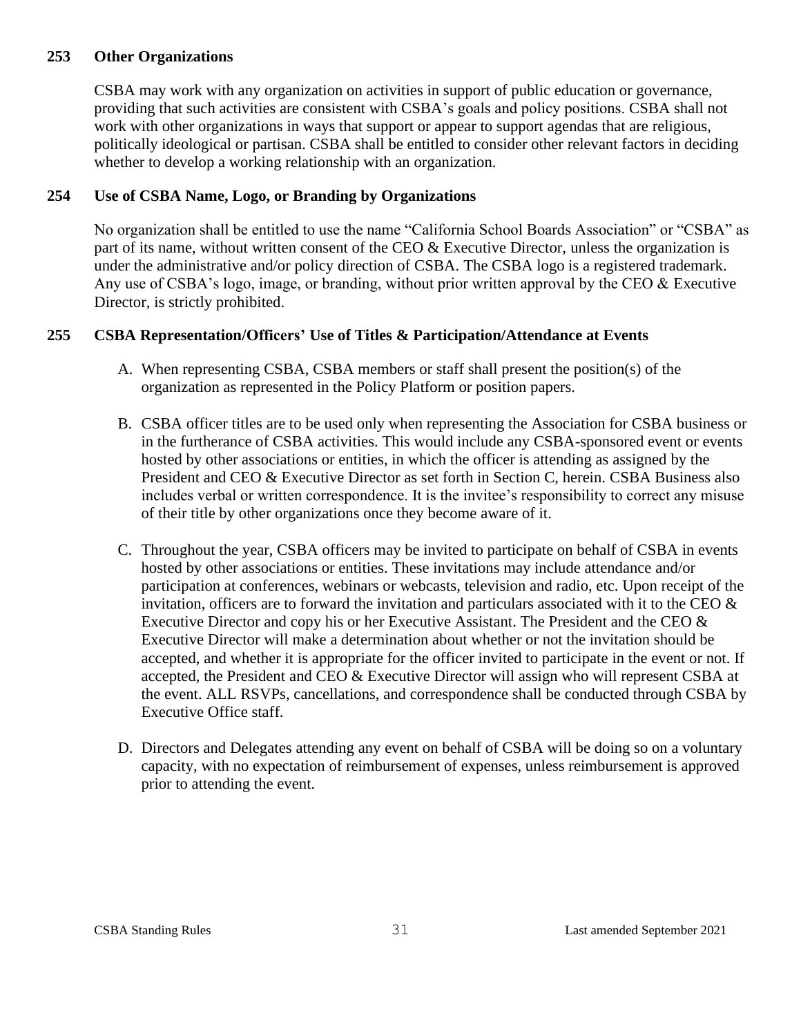### 253 Other Organizations

CSBA may work with any organization on activities in support of public education or governance, providing that such activities are consistent with CSBA's goals and policy positions. CSBA shall not work with other organizations in ways that support or appear to support agendas that are religious, politically ideological or partisan. CSBA shall be entitled to consider other relevant factors in deciding whether to develop a working relationship with an organization.

### 254 Use of CSBA Name, Logo, or Branding by Organizations

No organization shall be entitled to use the name "California School Boards Association" or "CSBA" as part of its name, without written consent of the CEO & Executive Director, unless the organization is under the administrative and/or policy direction of CSBA. The CSBA logo is a registered trademark. Any use of CSBA's logo, image, or branding, without prior written approval by the CEO & Executive Director, is strictly prohibited.

### 255 CSBA Representation/Officers' Use of Titles & Participation/Attendance at Events

A. When representing CSBA, CSBA members or staff shall present the position(s) of the organization as represented in the Policy Platform or position papers.

B. CSBA officer titles are to be used only when representing the Association for CSBA business or in the furtherance of CSBA activities. This would include any CSBA-sponsored event or events hosted by other associations or entities, in which the officer is attending as assigned by the President and CEO & Executive Director as set forth in Section C, herein. CSBA Business also includes verbal or written correspondence. It is the invitee's responsibility to correct any misuse of their title by other organizations once they become aware of it.

C. Throughout the year, CSBA officers may be invited to participate on behalf of CSBA in events hosted by other associations or entities. These invitations may include attendance and/or participation at conferences, webinars or webcasts, television and radio, etc. Upon receipt of the invitation, officers are to forward the invitation and particulars associated with it to the CEO & Executive Director and copy his or her Executive Assistant. The President and the CEO & Executive Director will make a determination about whether or not the invitation should be accepted, and whether it is appropriate for the officer invited to participate in the event or not. If accepted, the President and CEO & Executive Director will assign who will represent CSBA at the event. ALL RSVPs, cancellations, and correspondence shall be conducted through CSBA by Executive Office staff.

D. Directors and Delegates attending any event on behalf of CSBA will be doing so on a voluntary capacity, with no expectation of reimbursement of expenses, unless reimbursement is approved prior to attending the event.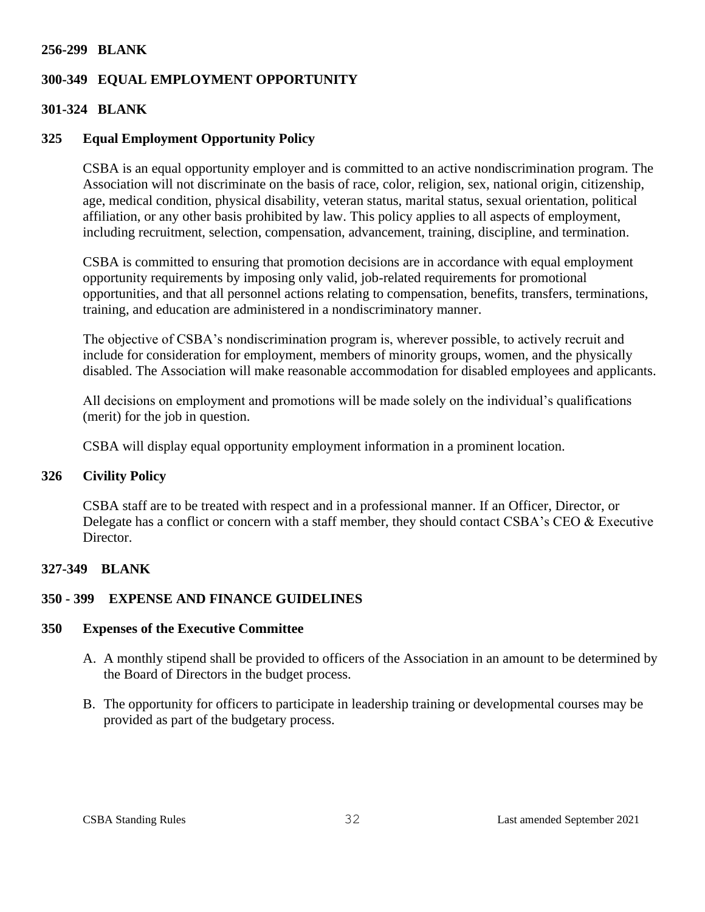**256-299 BLANK**

## 300-349 EQUAL EMPLOYMENT OPPORTUNITY

**301-324 BLANK**

### 325 Equal Employment Opportunity Policy

CSBA is an equal opportunity employer and is committed to an active nondiscrimination program. The Association will not discriminate on the basis of race, color, religion, sex, national origin, citizenship, age, medical condition, physical disability, veteran status, marital status, sexual orientation, political affiliation, or any other basis prohibited by law. This policy applies to all aspects of employment, including recruitment, selection, compensation, advancement, training, discipline, and termination.

CSBA is committed to ensuring that promotion decisions are in accordance with equal employment opportunity requirements by imposing only valid, job-related requirements for promotional opportunities, and that all personnel actions relating to compensation, benefits, transfers, terminations, training, and education are administered in a nondiscriminatory manner.

The objective of CSBA's nondiscrimination program is, wherever possible, to actively recruit and include for consideration for employment, members of minority groups, women, and the physically disabled. The Association will make reasonable accommodation for disabled employees and applicants.

All decisions on employment and promotions will be made solely on the individual's qualifications (merit) for the job in question.

CSBA will display equal opportunity employment information in a prominent location.

### 326 Civility Policy

CSBA staff are to be treated with respect and in a professional manner. If an Officer, Director, or Delegate has a conflict or concern with a staff member, they should contact CSBA's CEO & Executive Director.

**327-349 BLANK**

## 350 - 399 EXPENSE AND FINANCE GUIDELINES

### 350 Expenses of the Executive Committee

A. A monthly stipend shall be provided to officers of the Association in an amount to be determined by the Board of Directors in the budget process.

B. The opportunity for officers to participate in leadership training or developmental courses may be provided as part of the budgetary process.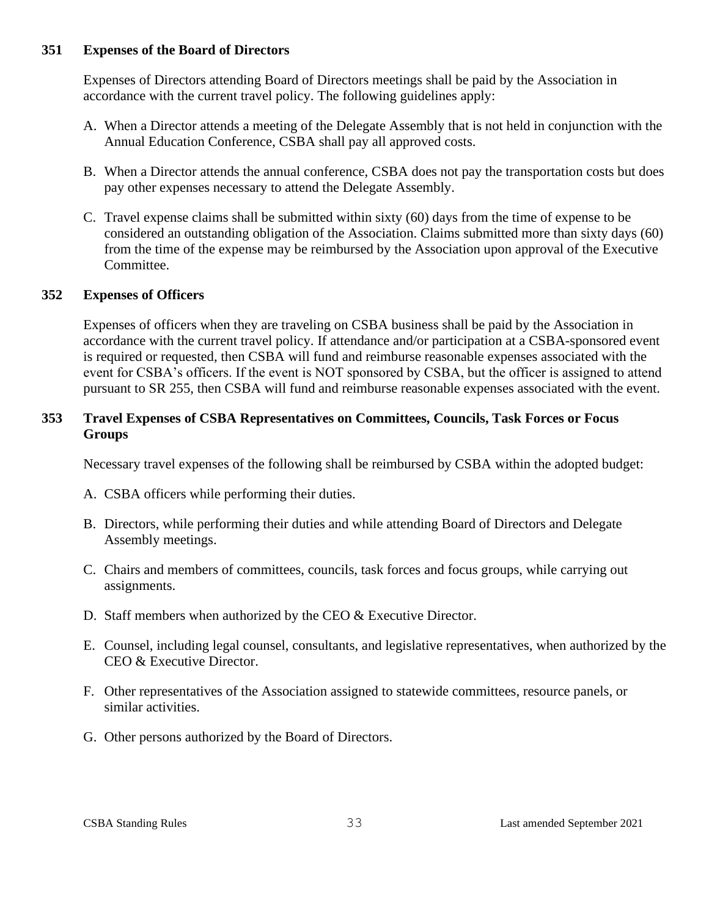### 351 Expenses of the Board of Directors

Expenses of Directors attending Board of Directors meetings shall be paid by the Association in accordance with the current travel policy. The following guidelines apply:

A. When a Director attends a meeting of the Delegate Assembly that is not held in conjunction with the Annual Education Conference, CSBA shall pay all approved costs.

B. When a Director attends the annual conference, CSBA does not pay the transportation costs but does pay other expenses necessary to attend the Delegate Assembly.

C. Travel expense claims shall be submitted within sixty (60) days from the time of expense to be considered an outstanding obligation of the Association. Claims submitted more than sixty days (60) from the time of the expense may be reimbursed by the Association upon approval of the Executive Committee.

### 352 Expenses of Officers

Expenses of officers when they are traveling on CSBA business shall be paid by the Association in accordance with the current travel policy. If attendance and/or participation at a CSBA-sponsored event is required or requested, then CSBA will fund and reimburse reasonable expenses associated with the event for CSBA's officers. If the event is NOT sponsored by CSBA, but the officer is assigned to attend pursuant to SR 255, then CSBA will fund and reimburse reasonable expenses associated with the event.

### 353 Travel Expenses of CSBA Representatives on Committees, Councils, Task Forces or Focus Groups

Necessary travel expenses of the following shall be reimbursed by CSBA within the adopted budget:

A. CSBA officers while performing their duties.

B. Directors, while performing their duties and while attending Board of Directors and Delegate Assembly meetings.

C. Chairs and members of committees, councils, task forces and focus groups, while carrying out assignments.

D. Staff members when authorized by the CEO & Executive Director.

E. Counsel, including legal counsel, consultants, and legislative representatives, when authorized by the CEO & Executive Director.

F. Other representatives of the Association assigned to statewide committees, resource panels, or similar activities.

G. Other persons authorized by the Board of Directors.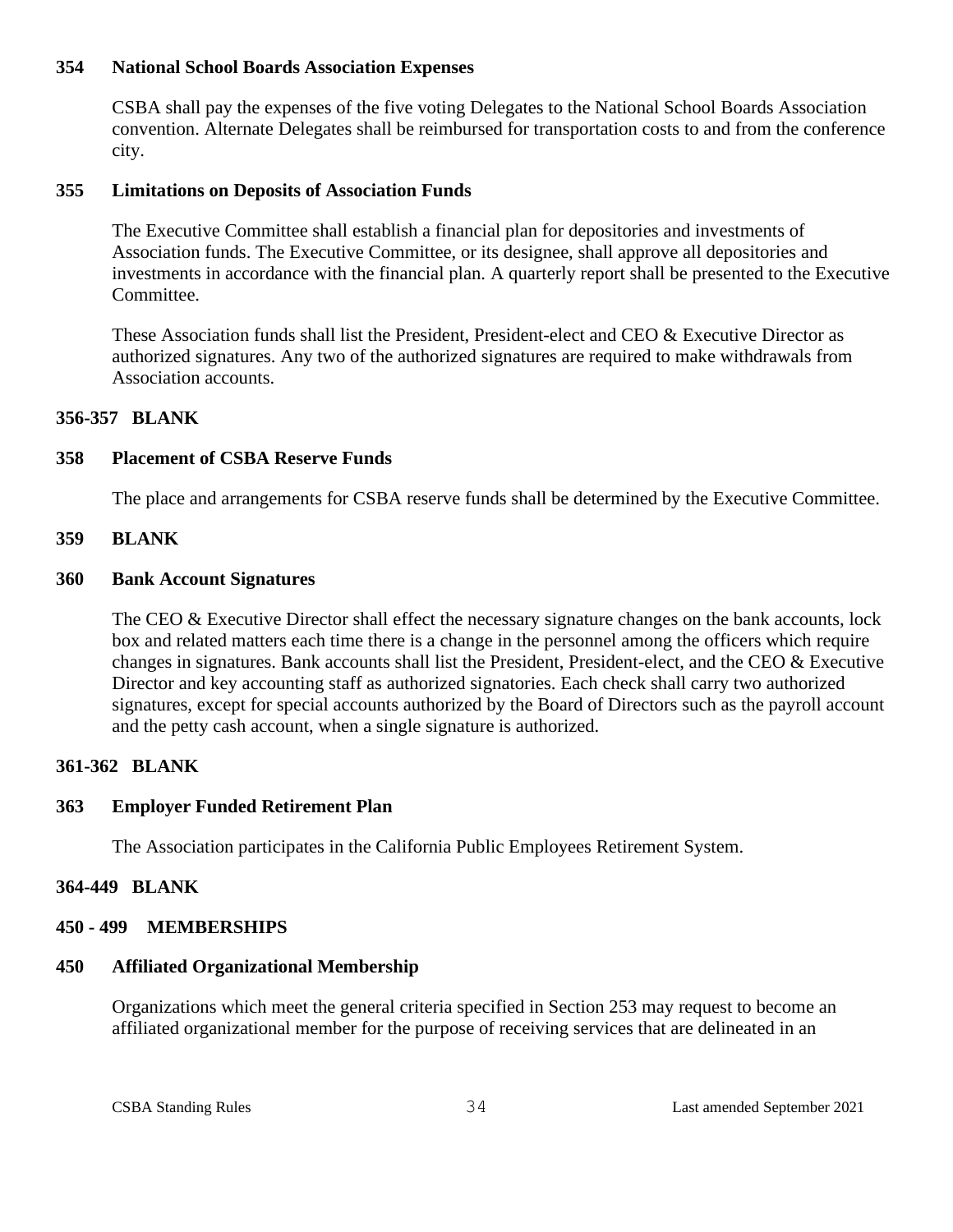**354 National School Boards Association Expenses**

CSBA shall pay the expenses of the five voting Delegates to the National School Boards Association convention. Alternate Delegates shall be reimbursed for transportation costs to and from the conference city.

**355 Limitations on Deposits of Association Funds**

The Executive Committee shall establish a financial plan for depositories and investments of Association funds. The Executive Committee, or its designee, shall approve all depositories and investments in accordance with the financial plan. A quarterly report shall be presented to the Executive Committee.

These Association funds shall list the President, President-elect and CEO & Executive Director as authorized signatures. Any two of the authorized signatures are required to make withdrawals from Association accounts.

**356-357 BLANK**

**358 Placement of CSBA Reserve Funds**

The place and arrangements for CSBA reserve funds shall be determined by the Executive Committee.

**359 BLANK**

**360 Bank Account Signatures**

The CEO & Executive Director shall effect the necessary signature changes on the bank accounts, lock box and related matters each time there is a change in the personnel among the officers which require changes in signatures. Bank accounts shall list the President, President-elect, and the CEO & Executive Director and key accounting staff as authorized signatories. Each check shall carry two authorized signatures, except for special accounts authorized by the Board of Directors such as the payroll account and the petty cash account, when a single signature is authorized.

**361-362 BLANK**

**363 Employer Funded Retirement Plan**

The Association participates in the California Public Employees Retirement System.

**364-449 BLANK**

**450 - 499 MEMBERSHIPS**

**450 Affiliated Organizational Membership**

Organizations which meet the general criteria specified in Section 253 may request to become an affiliated organizational member for the purpose of receiving services that are delineated in an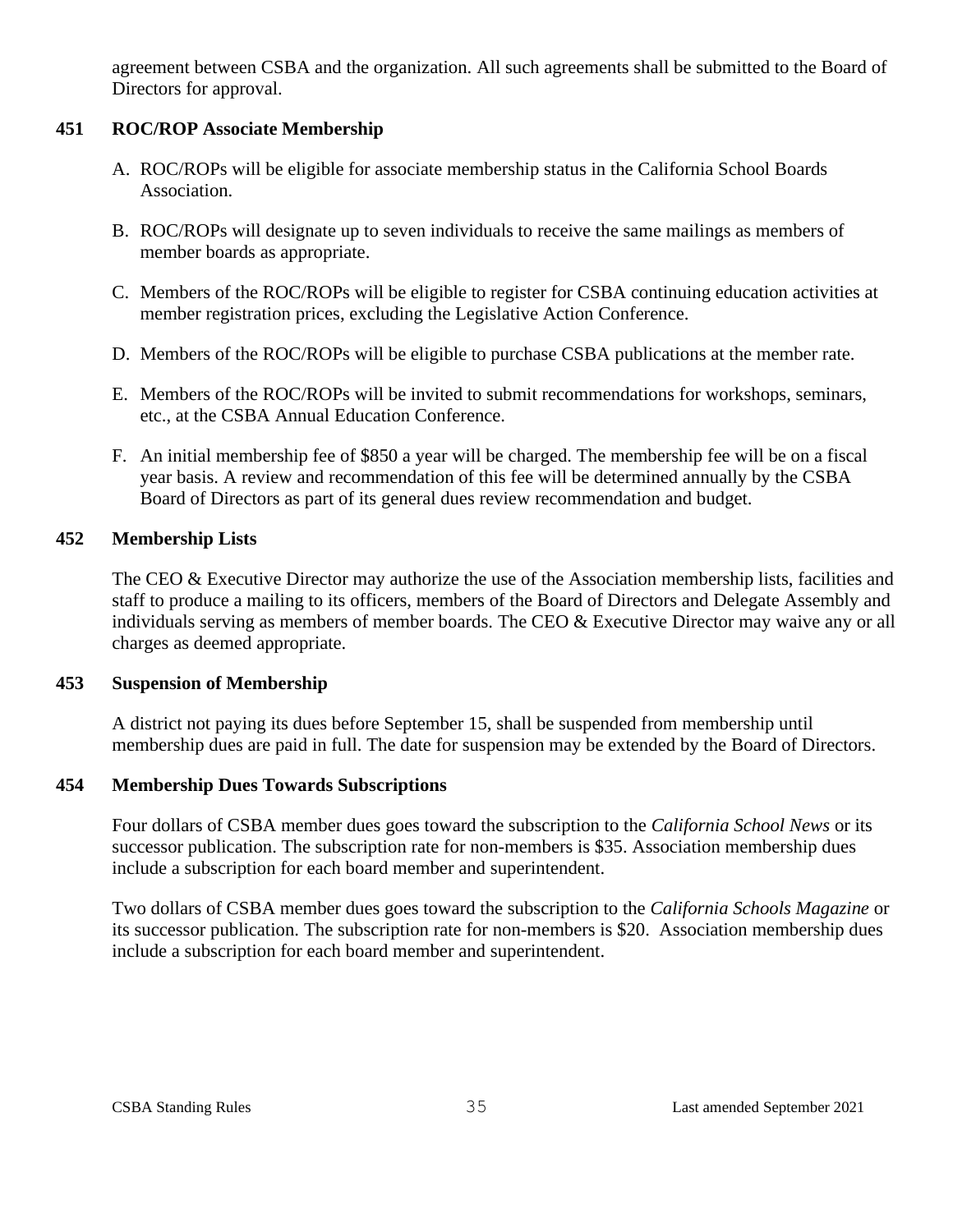agreement between CSBA and the organization. All such agreements shall be submitted to the Board of Directors for approval.

### 451 ROC/ROP Associate Membership

A. ROC/ROPs will be eligible for associate membership status in the California School Boards Association.

B. ROC/ROPs will designate up to seven individuals to receive the same mailings as members of member boards as appropriate.

C. Members of the ROC/ROPs will be eligible to register for CSBA continuing education activities at member registration prices, excluding the Legislative Action Conference.

D. Members of the ROC/ROPs will be eligible to purchase CSBA publications at the member rate.

E. Members of the ROC/ROPs will be invited to submit recommendations for workshops, seminars, etc., at the CSBA Annual Education Conference.

F. An initial membership fee of $850 a year will be charged. The membership fee will be on a fiscal year basis. A review and recommendation of this fee will be determined annually by the CSBA Board of Directors as part of its general dues review recommendation and budget.

### 452 Membership Lists

The CEO & Executive Director may authorize the use of the Association membership lists, facilities and staff to produce a mailing to its officers, members of the Board of Directors and Delegate Assembly and individuals serving as members of member boards. The CEO & Executive Director may waive any or all charges as deemed appropriate.

### 453 Suspension of Membership

A district not paying its dues before September 15, shall be suspended from membership until membership dues are paid in full. The date for suspension may be extended by the Board of Directors.

### 454 Membership Dues Towards Subscriptions

Four dollars of CSBA member dues goes toward the subscription to the *California School News* or its successor publication. The subscription rate for non-members is $35. Association membership dues include a subscription for each board member and superintendent.

Two dollars of CSBA member dues goes toward the subscription to the *California Schools Magazine* or its successor publication. The subscription rate for non-members is $20. Association membership dues include a subscription for each board member and superintendent.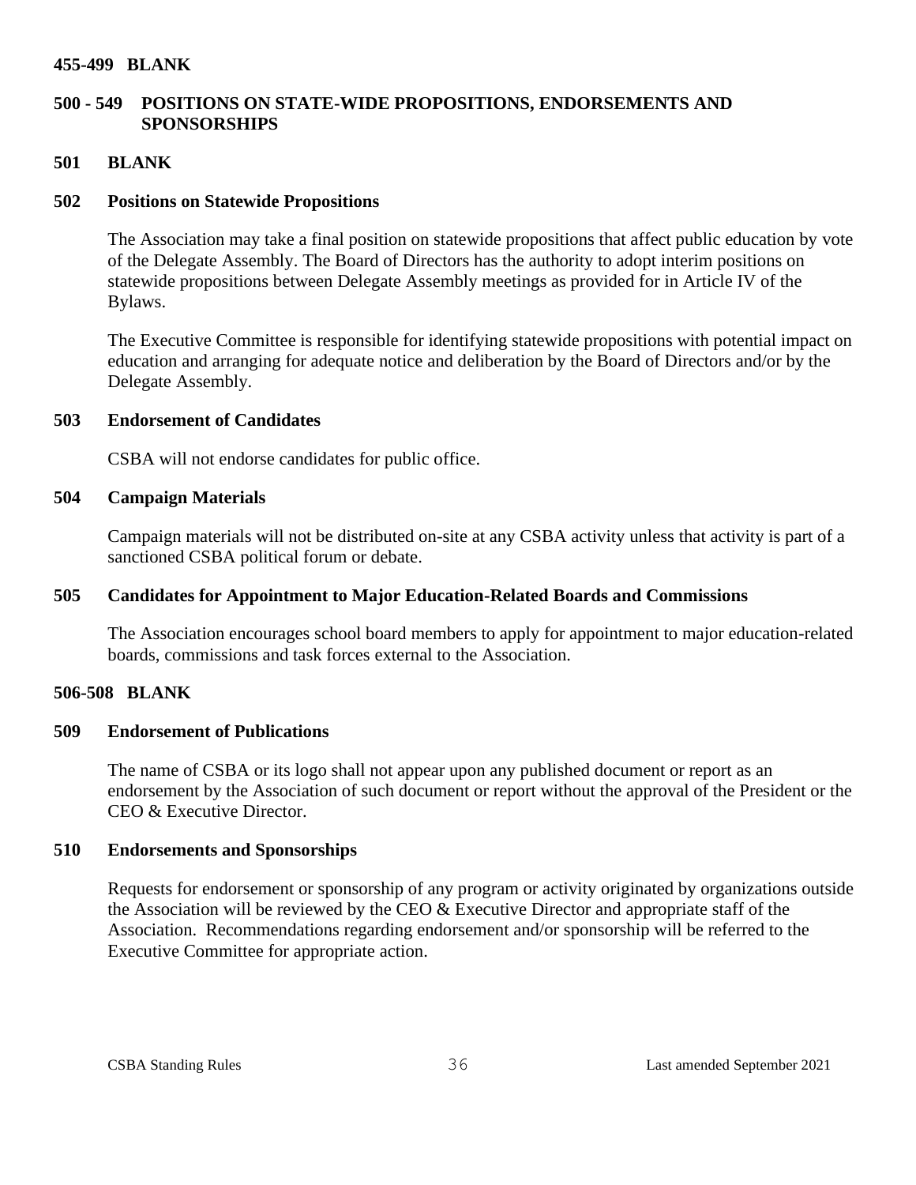**455-499 BLANK**

## 500 - 549 POSITIONS ON STATE-WIDE PROPOSITIONS, ENDORSEMENTS AND SPONSORSHIPS

### 501 BLANK

### 502 Positions on Statewide Propositions

The Association may take a final position on statewide propositions that affect public education by vote of the Delegate Assembly. The Board of Directors has the authority to adopt interim positions on statewide propositions between Delegate Assembly meetings as provided for in Article IV of the Bylaws.

The Executive Committee is responsible for identifying statewide propositions with potential impact on education and arranging for adequate notice and deliberation by the Board of Directors and/or by the Delegate Assembly.

### 503 Endorsement of Candidates

CSBA will not endorse candidates for public office.

### 504 Campaign Materials

Campaign materials will not be distributed on-site at any CSBA activity unless that activity is part of a sanctioned CSBA political forum or debate.

### 505 Candidates for Appointment to Major Education-Related Boards and Commissions

The Association encourages school board members to apply for appointment to major education-related boards, commissions and task forces external to the Association.

### 506-508 BLANK

### 509 Endorsement of Publications

The name of CSBA or its logo shall not appear upon any published document or report as an endorsement by the Association of such document or report without the approval of the President or the CEO & Executive Director.

### 510 Endorsements and Sponsorships

Requests for endorsement or sponsorship of any program or activity originated by organizations outside the Association will be reviewed by the CEO & Executive Director and appropriate staff of the Association. Recommendations regarding endorsement and/or sponsorship will be referred to the Executive Committee for appropriate action.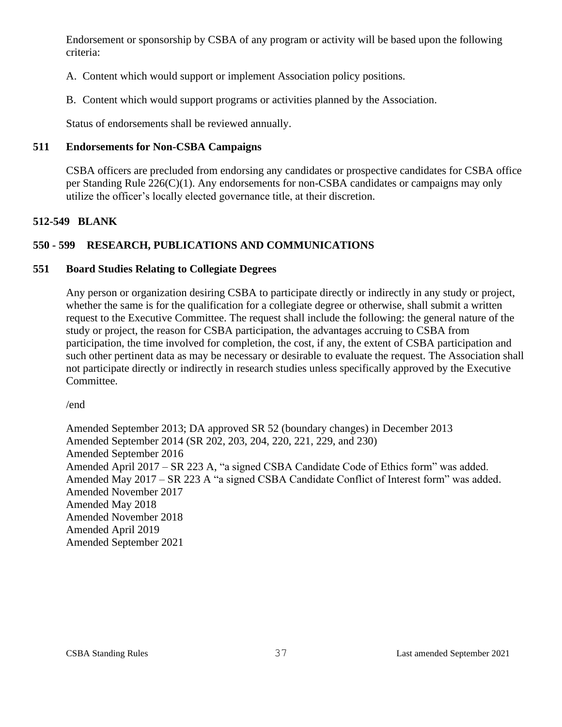Endorsement or sponsorship by CSBA of any program or activity will be based upon the following criteria:

A. Content which would support or implement Association policy positions.

B. Content which would support programs or activities planned by the Association.

Status of endorsements shall be reviewed annually.

### 511 Endorsements for Non-CSBA Campaigns

CSBA officers are precluded from endorsing any candidates or prospective candidates for CSBA office per Standing Rule 226(C)(1). Any endorsements for non-CSBA candidates or campaigns may only utilize the officer's locally elected governance title, at their discretion.

### 512-549 BLANK

## 550 - 599 RESEARCH, PUBLICATIONS AND COMMUNICATIONS

### 551 Board Studies Relating to Collegiate Degrees

Any person or organization desiring CSBA to participate directly or indirectly in any study or project, whether the same is for the qualification for a collegiate degree or otherwise, shall submit a written request to the Executive Committee. The request shall include the following: the general nature of the study or project, the reason for CSBA participation, the advantages accruing to CSBA from participation, the time involved for completion, the cost, if any, the extent of CSBA participation and such other pertinent data as may be necessary or desirable to evaluate the request. The Association shall not participate directly or indirectly in research studies unless specifically approved by the Executive Committee.

/end

Amended September 2013; DA approved SR 52 (boundary changes) in December 2013
Amended September 2014 (SR 202, 203, 204, 220, 221, 229, and 230)
Amended September 2016
Amended April 2017 – SR 223 A, "a signed CSBA Candidate Code of Ethics form" was added.
Amended May 2017 – SR 223 A "a signed CSBA Candidate Conflict of Interest form" was added.
Amended November 2017
Amended May 2018
Amended November 2018
Amended April 2019
Amended September 2021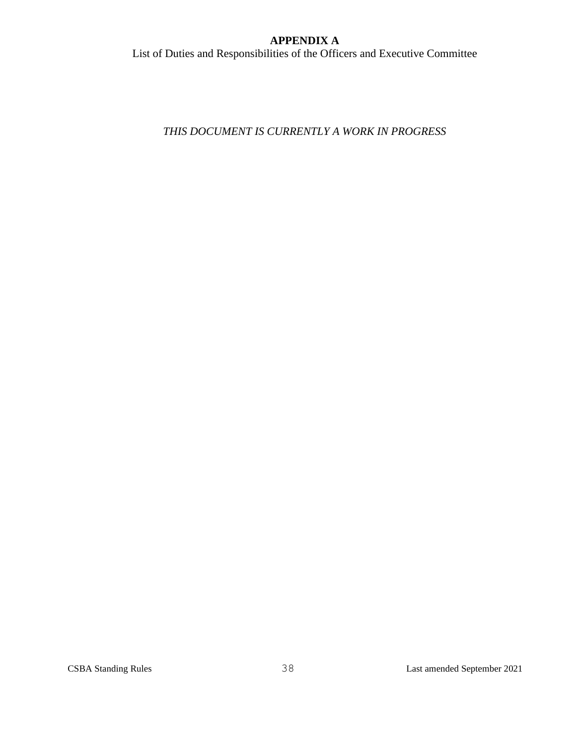# APPENDIX A

List of Duties and Responsibilities of the Officers and Executive Committee

*THIS DOCUMENT IS CURRENTLY A WORK IN PROGRESS*